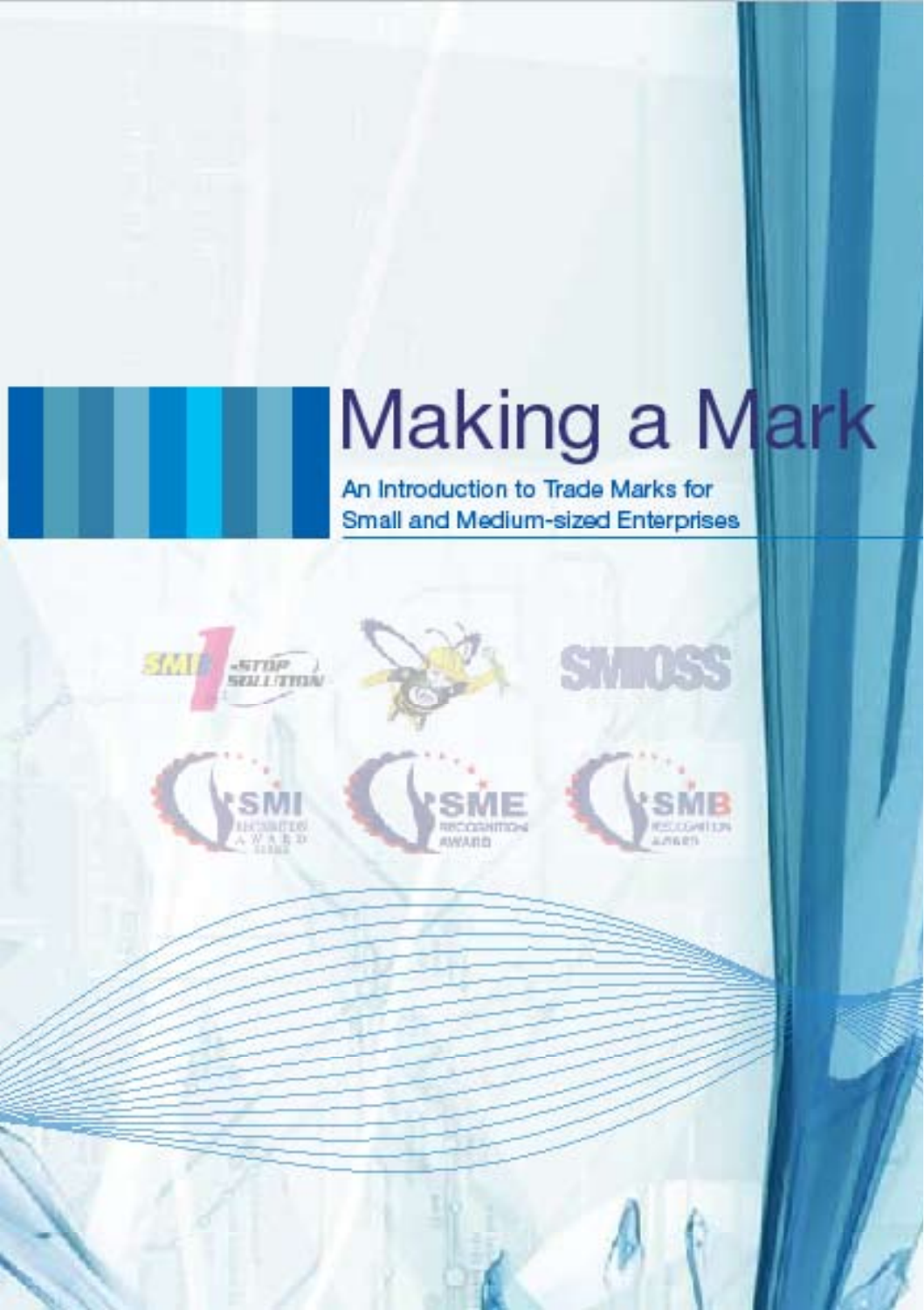# Making a Mark

## An Introduction to Trade Marks for Small and Medium-sized Enterprises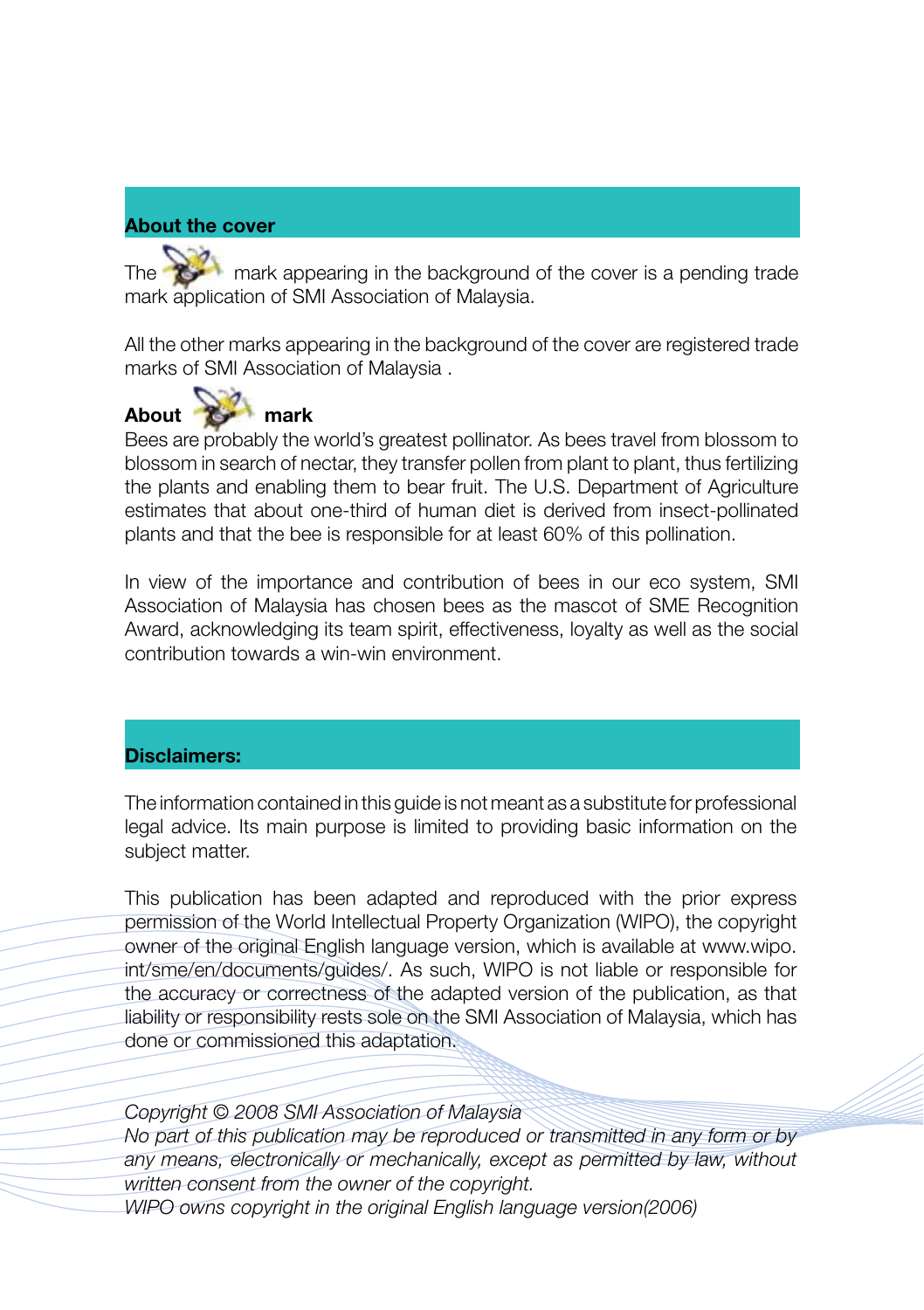## About the cover

The mark appearing in the background of the cover is a pending trade mark application of SMI Association of Malaysia.

All the other marks appearing in the background of the cover are registered trade marks of SMI Association of Malaysia .

### About mark

Bees are probably the world's greatest pollinator. As bees travel from blossom to blossom in search of nectar, they transfer pollen from plant to plant, thus fertilizing the plants and enabling them to bear fruit. The U.S. Department of Agriculture estimates that about one-third of human diet is derived from insect-pollinated plants and that the bee is responsible for at least 60% of this pollination.

In view of the importance and contribution of bees in our eco system, SMI Association of Malaysia has chosen bees as the mascot of SME Recognition Award, acknowledging its team spirit, effectiveness, loyalty as well as the social contribution towards a win-win environment.

## Disclaimers:

The information contained in this guide is not meant as a substitute for professional legal advice. Its main purpose is limited to providing basic information on the subject matter.

This publication has been adapted and reproduced with the prior express permission of the World Intellectual Property Organization (WIPO), the copyright owner of the original English language version, which is available at www.wipo.int/sme/en/documents/guides/. As such, WIPO is not liable or responsible for the accuracy or correctness of the adapted version of the publication, as that liability or responsibility rests sole on the SMI Association of Malaysia, which has done or commissioned this adaptation.

*Copyright © 2008 SMI Association of Malaysia*
*No part of this publication may be reproduced or transmitted in any form or by any means, electronically or mechanically, except as permitted by law, without written consent from the owner of the copyright.*
*WIPO owns copyright in the original English language version(2006)*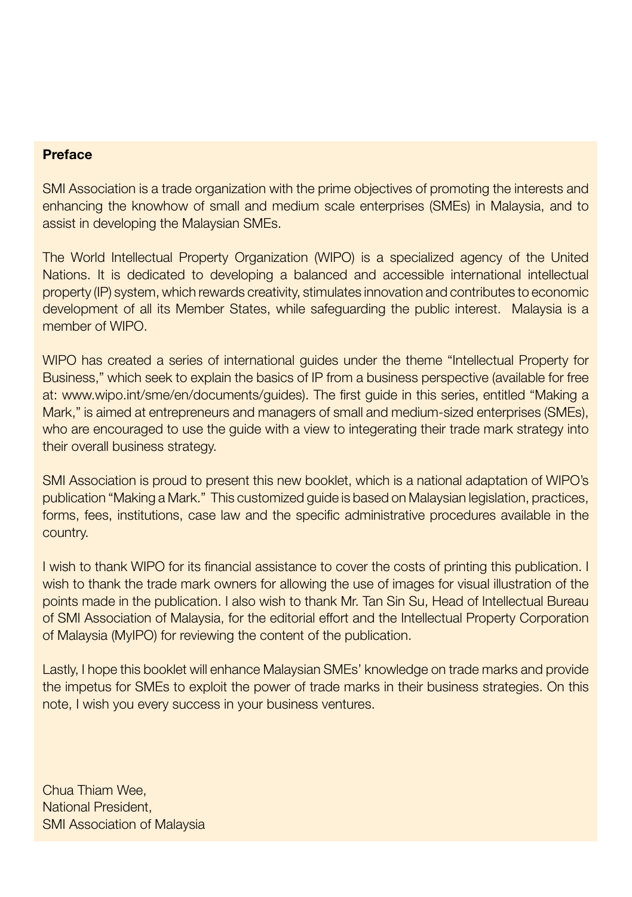## Preface

SMI Association is a trade organization with the prime objectives of promoting the interests and enhancing the knowhow of small and medium scale enterprises (SMEs) in Malaysia, and to assist in developing the Malaysian SMEs.

The World Intellectual Property Organization (WIPO) is a specialized agency of the United Nations. It is dedicated to developing a balanced and accessible international intellectual property (IP) system, which rewards creativity, stimulates innovation and contributes to economic development of all its Member States, while safeguarding the public interest. Malaysia is a member of WIPO.

WIPO has created a series of international guides under the theme "Intellectual Property for Business," which seek to explain the basics of IP from a business perspective (available for free at: www.wipo.int/sme/en/documents/guides). The first guide in this series, entitled "Making a Mark," is aimed at entrepreneurs and managers of small and medium-sized enterprises (SMEs), who are encouraged to use the guide with a view to integerating their trade mark strategy into their overall business strategy.

SMI Association is proud to present this new booklet, which is a national adaptation of WIPO's publication "Making a Mark." This customized guide is based on Malaysian legislation, practices, forms, fees, institutions, case law and the specific administrative procedures available in the country.

I wish to thank WIPO for its financial assistance to cover the costs of printing this publication. I wish to thank the trade mark owners for allowing the use of images for visual illustration of the points made in the publication. I also wish to thank Mr. Tan Sin Su, Head of Intellectual Bureau of SMI Association of Malaysia, for the editorial effort and the Intellectual Property Corporation of Malaysia (MyIPO) for reviewing the content of the publication.

Lastly, I hope this booklet will enhance Malaysian SMEs' knowledge on trade marks and provide the impetus for SMEs to exploit the power of trade marks in their business strategies. On this note, I wish you every success in your business ventures.

Chua Thiam Wee,
National President,
SMI Association of Malaysia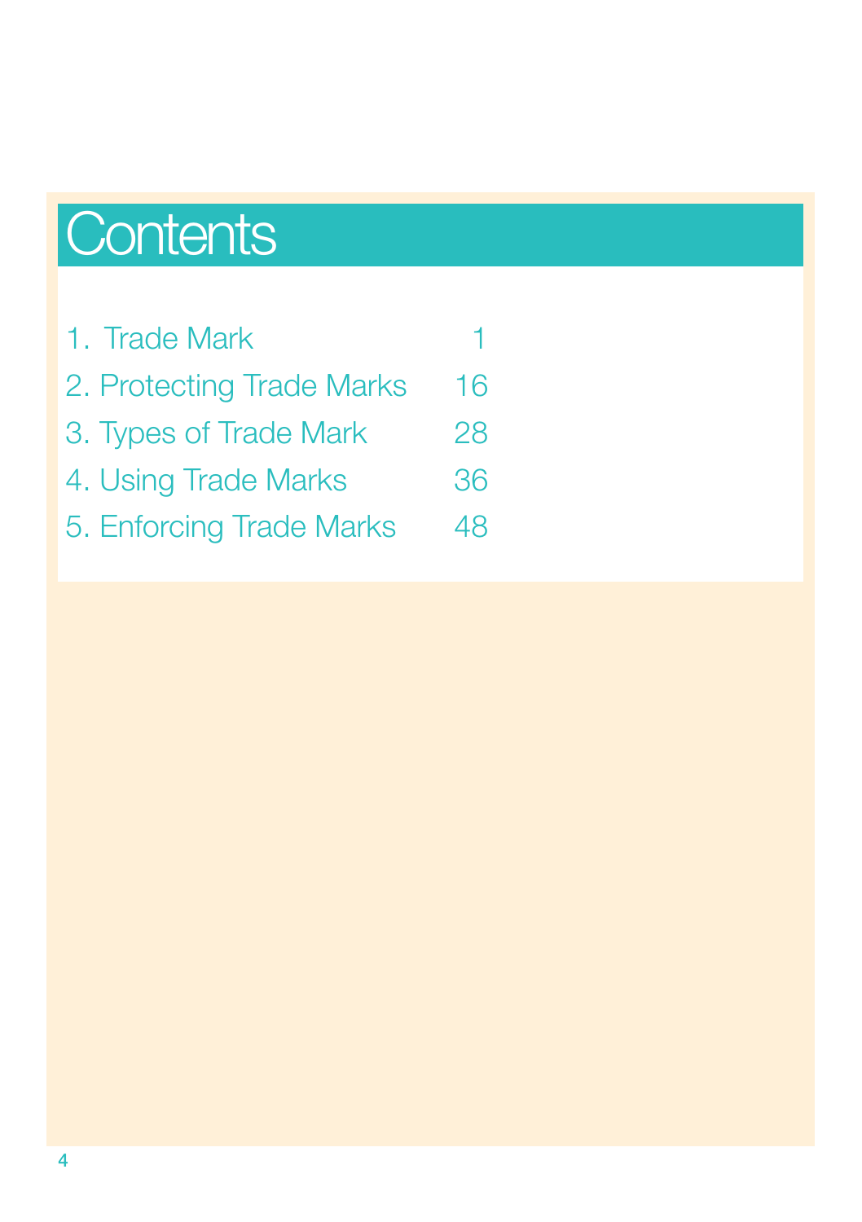# Contents

| | |
|---|---|
| 1. Trade Mark | 1 |
| 2. Protecting Trade Marks | 16 |
| 3. Types of Trade Mark | 28 |
| 4. Using Trade Marks | 36 |
| 5. Enforcing Trade Marks | 48 |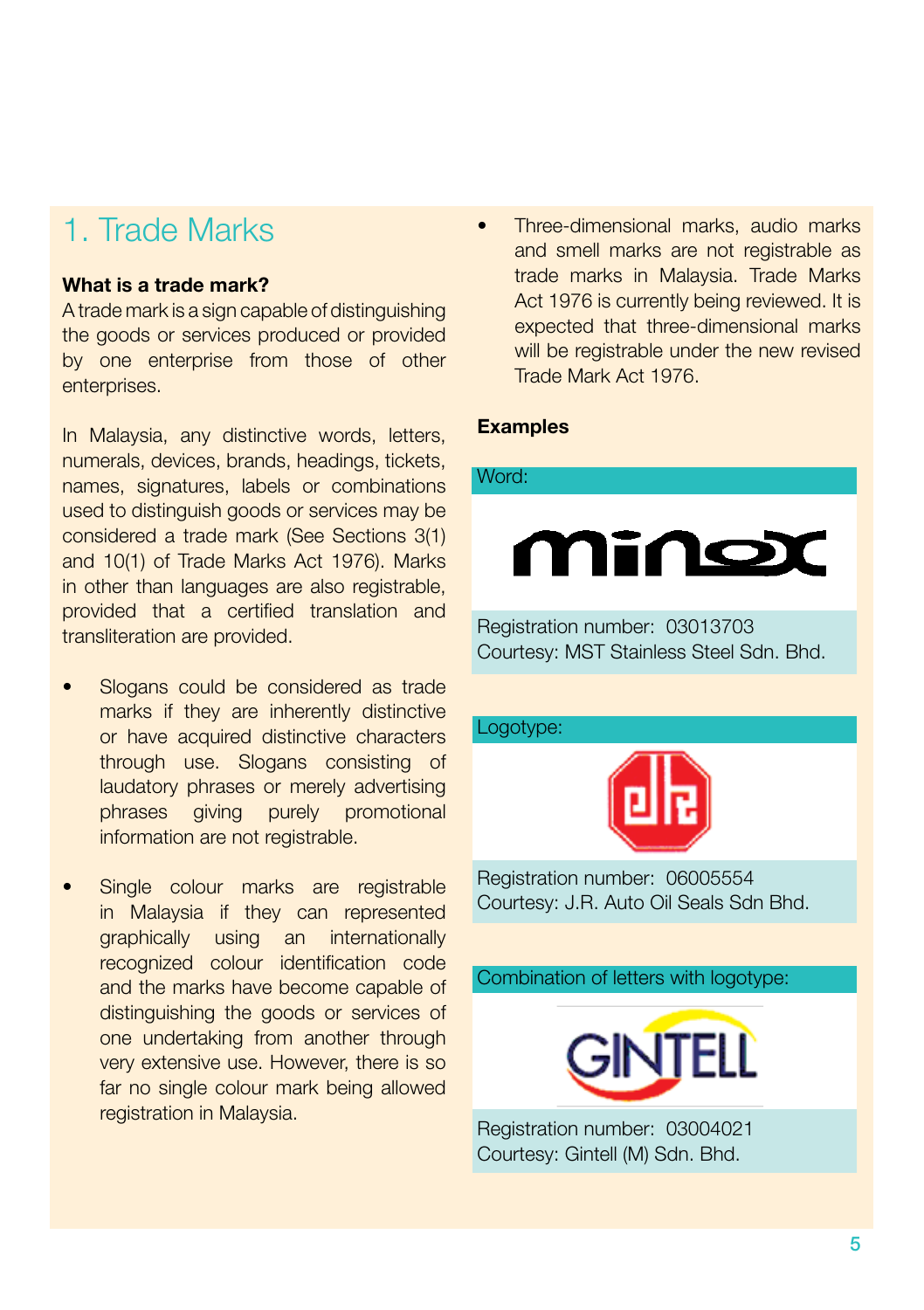# 1. Trade Marks

**What is a trade mark?**

A trade mark is a sign capable of distinguishing the goods or services produced or provided by one enterprise from those of other enterprises.

In Malaysia, any distinctive words, letters, numerals, devices, brands, headings, tickets, names, signatures, labels or combinations used to distinguish goods or services may be considered a trade mark (See Sections 3(1) and 10(1) of Trade Marks Act 1976). Marks in other than languages are also registrable, provided that a certified translation and transliteration are provided.

- Slogans could be considered as trade marks if they are inherently distinctive or have acquired distinctive characters through use. Slogans consisting of laudatory phrases or merely advertising phrases giving purely promotional information are not registrable.

- Single colour marks are registrable in Malaysia if they can represented graphically using an internationally recognized colour identification code and the marks have become capable of distinguishing the goods or services of one undertaking from another through very extensive use. However, there is so far no single colour mark being allowed registration in Malaysia.

- Three-dimensional marks, audio marks and smell marks are not registrable as trade marks in Malaysia. Trade Marks Act 1976 is currently being reviewed. It is expected that three-dimensional marks will be registrable under the new revised Trade Mark Act 1976.

**Examples**

Word:

minox

Registration number: 03013703
Courtesy: MST Stainless Steel Sdn. Bhd.

Logotype:

Registration number: 06005554
Courtesy: J.R. Auto Oil Seals Sdn Bhd.

Combination of letters with logotype:

GINTELL

Registration number: 03004021
Courtesy: Gintell (M) Sdn. Bhd.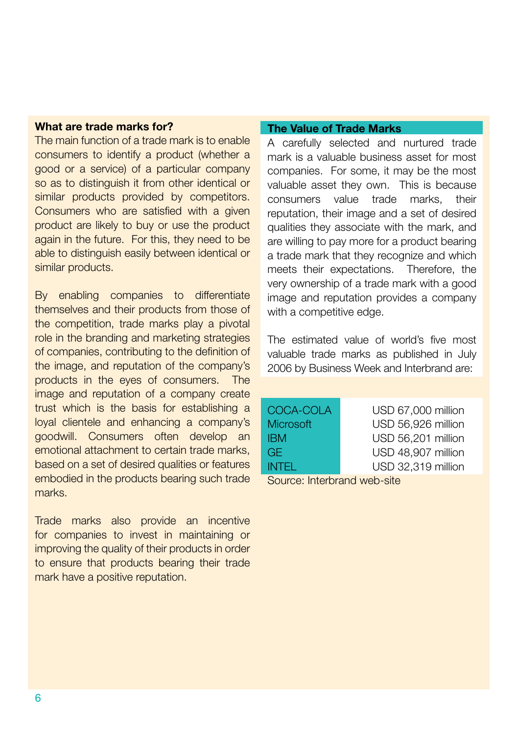### What are trade marks for?

The main function of a trade mark is to enable consumers to identify a product (whether a good or a service) of a particular company so as to distinguish it from other identical or similar products provided by competitors. Consumers who are satisfied with a given product are likely to buy or use the product again in the future. For this, they need to be able to distinguish easily between identical or similar products.

By enabling companies to differentiate themselves and their products from those of the competition, trade marks play a pivotal role in the branding and marketing strategies of companies, contributing to the definition of the image, and reputation of the company's products in the eyes of consumers. The image and reputation of a company create trust which is the basis for establishing a loyal clientele and enhancing a company's goodwill. Consumers often develop an emotional attachment to certain trade marks, based on a set of desired qualities or features embodied in the products bearing such trade marks.

Trade marks also provide an incentive for companies to invest in maintaining or improving the quality of their products in order to ensure that products bearing their trade mark have a positive reputation.

### The Value of Trade Marks

A carefully selected and nurtured trade mark is a valuable business asset for most companies. For some, it may be the most valuable asset they own. This is because consumers value trade marks, their reputation, their image and a set of desired qualities they associate with the mark, and are willing to pay more for a product bearing a trade mark that they recognize and which meets their expectations. Therefore, the very ownership of a trade mark with a good image and reputation provides a company with a competitive edge.

The estimated value of world's five most valuable trade marks as published in July 2006 by Business Week and Interbrand are:

| | |
|---|---|
| COCA-COLA | USD 67,000 million |
| Microsoft | USD 56,926 million |
| IBM | USD 56,201 million |
| GE | USD 48,907 million |
| INTEL | USD 32,319 million |

Source: Interbrand web-site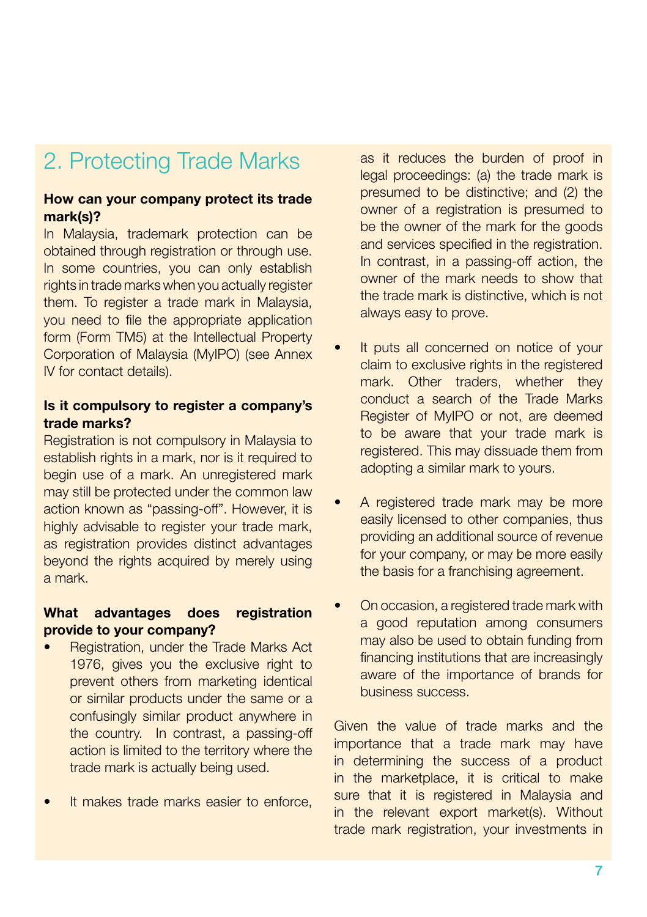## 2. Protecting Trade Marks

**How can your company protect its trade mark(s)?**

In Malaysia, trademark protection can be obtained through registration or through use. In some countries, you can only establish rights in trade marks when you actually register them. To register a trade mark in Malaysia, you need to file the appropriate application form (Form TM5) at the Intellectual Property Corporation of Malaysia (MyIPO) (see Annex IV for contact details).

**Is it compulsory to register a company's trade marks?**

Registration is not compulsory in Malaysia to establish rights in a mark, nor is it required to begin use of a mark. An unregistered mark may still be protected under the common law action known as "passing-off". However, it is highly advisable to register your trade mark, as registration provides distinct advantages beyond the rights acquired by merely using a mark.

**What advantages does registration provide to your company?**

- Registration, under the Trade Marks Act 1976, gives you the exclusive right to prevent others from marketing identical or similar products under the same or a confusingly similar product anywhere in the country. In contrast, a passing-off action is limited to the territory where the trade mark is actually being used.

- It makes trade marks easier to enforce, as it reduces the burden of proof in legal proceedings: (a) the trade mark is presumed to be distinctive; and (2) the owner of a registration is presumed to be the owner of the mark for the goods and services specified in the registration. In contrast, in a passing-off action, the owner of the mark needs to show that the trade mark is distinctive, which is not always easy to prove.

- It puts all concerned on notice of your claim to exclusive rights in the registered mark. Other traders, whether they conduct a search of the Trade Marks Register of MyIPO or not, are deemed to be aware that your trade mark is registered. This may dissuade them from adopting a similar mark to yours.

- A registered trade mark may be more easily licensed to other companies, thus providing an additional source of revenue for your company, or may be more easily the basis for a franchising agreement.

- On occasion, a registered trade mark with a good reputation among consumers may also be used to obtain funding from financing institutions that are increasingly aware of the importance of brands for business success.

Given the value of trade marks and the importance that a trade mark may have in determining the success of a product in the marketplace, it is critical to make sure that it is registered in Malaysia and in the relevant export market(s). Without trade mark registration, your investments in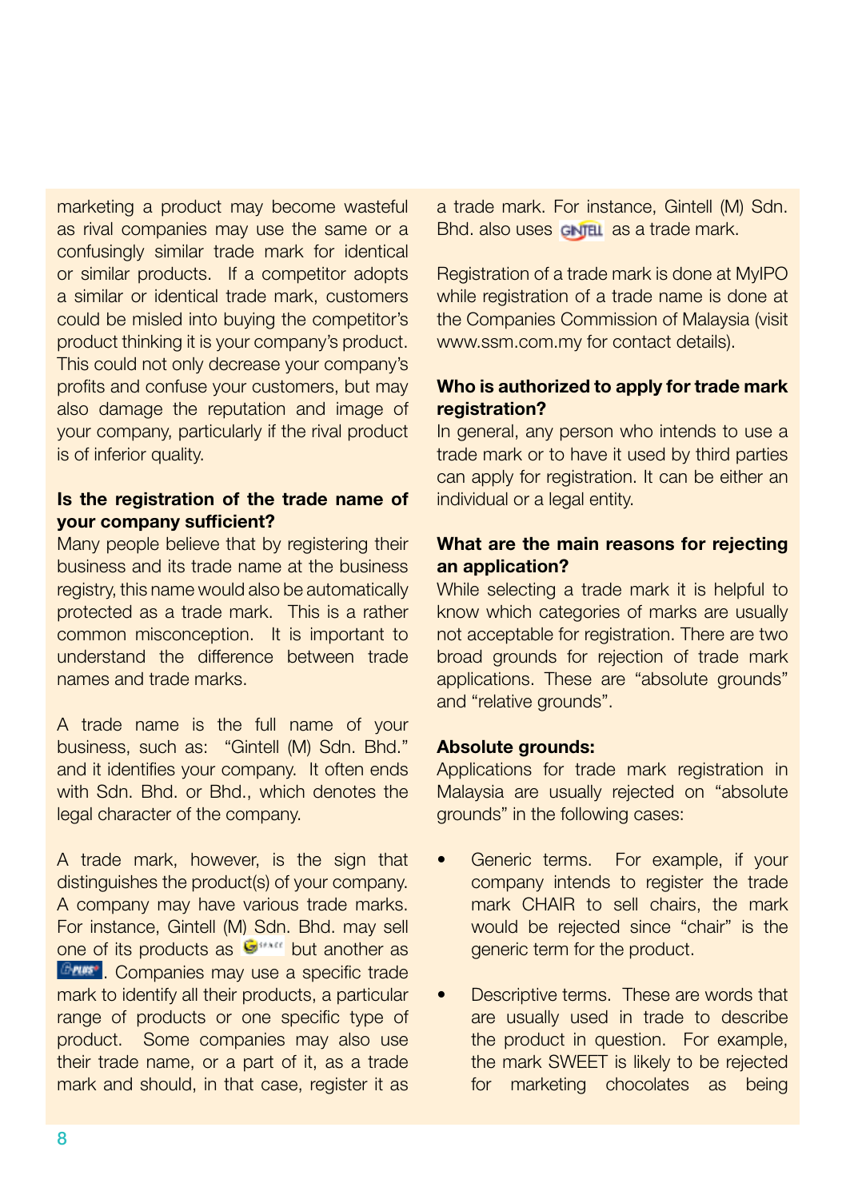marketing a product may become wasteful as rival companies may use the same or a confusingly similar trade mark for identical or similar products. If a competitor adopts a similar or identical trade mark, customers could be misled into buying the competitor's product thinking it is your company's product. This could not only decrease your company's profits and confuse your customers, but may also damage the reputation and image of your company, particularly if the rival product is of inferior quality.

**Is the registration of the trade name of your company sufficient?**

Many people believe that by registering their business and its trade name at the business registry, this name would also be automatically protected as a trade mark. This is a rather common misconception. It is important to understand the difference between trade names and trade marks.

A trade name is the full name of your business, such as: "Gintell (M) Sdn. Bhd." and it identifies your company. It often ends with Sdn. Bhd. or Bhd., which denotes the legal character of the company.

A trade mark, however, is the sign that distinguishes the product(s) of your company. A company may have various trade marks. For instance, Gintell (M) Sdn. Bhd. may sell one of its products as G-SPACE but another as G-PLUS. Companies may use a specific trade mark to identify all their products, a particular range of products or one specific type of product. Some companies may also use their trade name, or a part of it, as a trade mark and should, in that case, register it as a trade mark. For instance, Gintell (M) Sdn. Bhd. also uses GINTELL as a trade mark.

Registration of a trade mark is done at MyIPO while registration of a trade name is done at the Companies Commission of Malaysia (visit www.ssm.com.my for contact details).

**Who is authorized to apply for trade mark registration?**

In general, any person who intends to use a trade mark or to have it used by third parties can apply for registration. It can be either an individual or a legal entity.

**What are the main reasons for rejecting an application?**

While selecting a trade mark it is helpful to know which categories of marks are usually not acceptable for registration. There are two broad grounds for rejection of trade mark applications. These are "absolute grounds" and "relative grounds".

**Absolute grounds:**

Applications for trade mark registration in Malaysia are usually rejected on "absolute grounds" in the following cases:

- Generic terms. For example, if your company intends to register the trade mark CHAIR to sell chairs, the mark would be rejected since "chair" is the generic term for the product.

- Descriptive terms. These are words that are usually used in trade to describe the product in question. For example, the mark SWEET is likely to be rejected for marketing chocolates as being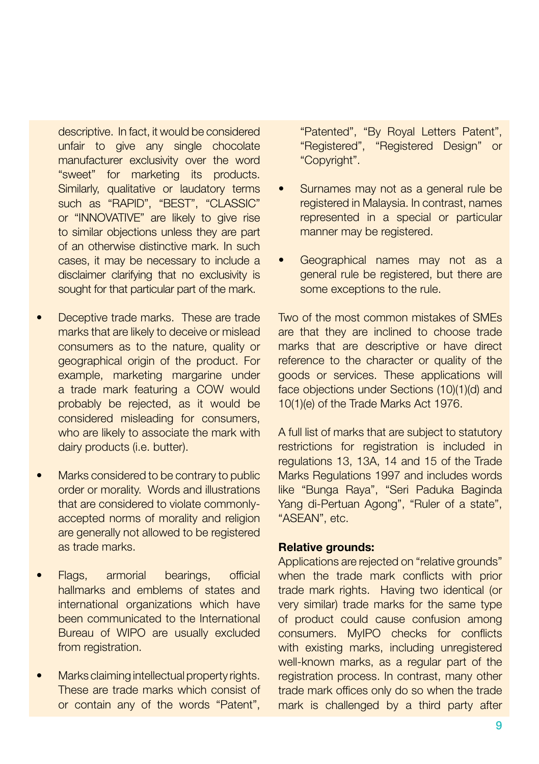descriptive. In fact, it would be considered unfair to give any single chocolate manufacturer exclusivity over the word "sweet" for marketing its products. Similarly, qualitative or laudatory terms such as "RAPID", "BEST", "CLASSIC" or "INNOVATIVE" are likely to give rise to similar objections unless they are part of an otherwise distinctive mark. In such cases, it may be necessary to include a disclaimer clarifying that no exclusivity is sought for that particular part of the mark.

- Deceptive trade marks. These are trade marks that are likely to deceive or mislead consumers as to the nature, quality or geographical origin of the product. For example, marketing margarine under a trade mark featuring a COW would probably be rejected, as it would be considered misleading for consumers, who are likely to associate the mark with dairy products (i.e. butter).

- Marks considered to be contrary to public order or morality. Words and illustrations that are considered to violate commonly-accepted norms of morality and religion are generally not allowed to be registered as trade marks.

- Flags, armorial bearings, official hallmarks and emblems of states and international organizations which have been communicated to the International Bureau of WIPO are usually excluded from registration.

- Marks claiming intellectual property rights. These are trade marks which consist of or contain any of the words "Patent", "Patented", "By Royal Letters Patent", "Registered", "Registered Design" or "Copyright".

- Surnames may not as a general rule be registered in Malaysia. In contrast, names represented in a special or particular manner may be registered.

- Geographical names may not as a general rule be registered, but there are some exceptions to the rule.

Two of the most common mistakes of SMEs are that they are inclined to choose trade marks that are descriptive or have direct reference to the character or quality of the goods or services. These applications will face objections under Sections (10)(1)(d) and 10(1)(e) of the Trade Marks Act 1976.

A full list of marks that are subject to statutory restrictions for registration is included in regulations 13, 13A, 14 and 15 of the Trade Marks Regulations 1997 and includes words like "Bunga Raya", "Seri Paduka Baginda Yang di-Pertuan Agong", "Ruler of a state", "ASEAN", etc.

**Relative grounds:**
Applications are rejected on "relative grounds" when the trade mark conflicts with prior trade mark rights. Having two identical (or very similar) trade marks for the same type of product could cause confusion among consumers. MyIPO checks for conflicts with existing marks, including unregistered well-known marks, as a regular part of the registration process. In contrast, many other trade mark offices only do so when the trade mark is challenged by a third party after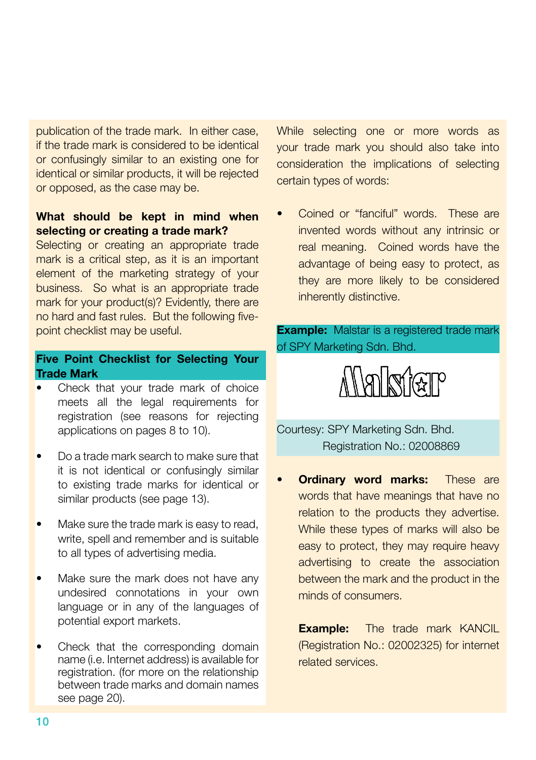publication of the trade mark. In either case, if the trade mark is considered to be identical or confusingly similar to an existing one for identical or similar products, it will be rejected or opposed, as the case may be.

**What should be kept in mind when selecting or creating a trade mark?**
Selecting or creating an appropriate trade mark is a critical step, as it is an important element of the marketing strategy of your business. So what is an appropriate trade mark for your product(s)? Evidently, there are no hard and fast rules. But the following five-point checklist may be useful.

**Five Point Checklist for Selecting Your Trade Mark**

- Check that your trade mark of choice meets all the legal requirements for registration (see reasons for rejecting applications on pages 8 to 10).
- Do a trade mark search to make sure that it is not identical or confusingly similar to existing trade marks for identical or similar products (see page 13).
- Make sure the trade mark is easy to read, write, spell and remember and is suitable to all types of advertising media.
- Make sure the mark does not have any undesired connotations in your own language or in any of the languages of potential export markets.
- Check that the corresponding domain name (i.e. Internet address) is available for registration. (for more on the relationship between trade marks and domain names see page 20).

While selecting one or more words as your trade mark you should also take into consideration the implications of selecting certain types of words:

- Coined or "fanciful" words. These are invented words without any intrinsic or real meaning. Coined words have the advantage of being easy to protect, as they are more likely to be considered inherently distinctive.

**Example:** Malstar is a registered trade mark of SPY Marketing Sdn. Bhd.

Malstar

Courtesy: SPY Marketing Sdn. Bhd.
Registration No.: 02008869

- **Ordinary word marks:** These are words that have meanings that have no relation to the products they advertise. While these types of marks will also be easy to protect, they may require heavy advertising to create the association between the mark and the product in the minds of consumers.

  **Example:** The trade mark KANCIL (Registration No.: 02002325) for internet related services.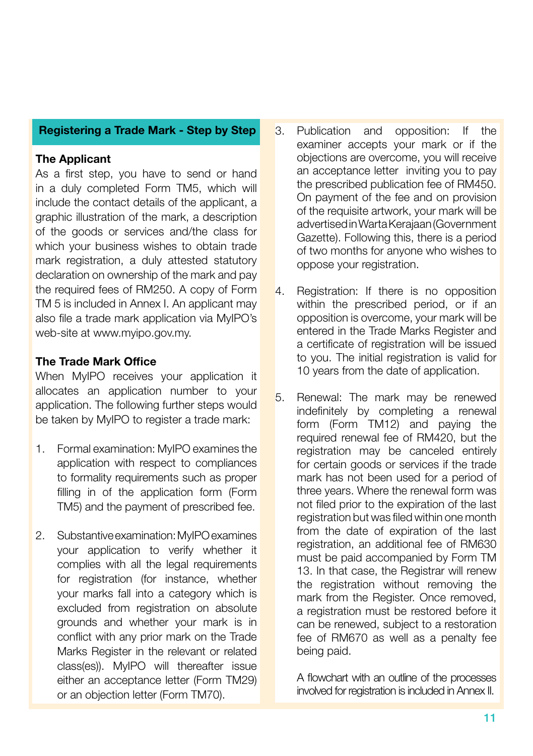## Registering a Trade Mark - Step by Step

### The Applicant

As a first step, you have to send or hand in a duly completed Form TM5, which will include the contact details of the applicant, a graphic illustration of the mark, a description of the goods or services and/the class for which your business wishes to obtain trade mark registration, a duly attested statutory declaration on ownership of the mark and pay the required fees of RM250. A copy of Form TM 5 is included in Annex I. An applicant may also file a trade mark application via MyIPO's web-site at www.myipo.gov.my.

### The Trade Mark Office

When MyIPO receives your application it allocates an application number to your application. The following further steps would be taken by MyIPO to register a trade mark:

1. Formal examination: MyIPO examines the application with respect to compliances to formality requirements such as proper filling in of the application form (Form TM5) and the payment of prescribed fee.

2. Substantive examination: MyIPO examines your application to verify whether it complies with all the legal requirements for registration (for instance, whether your marks fall into a category which is excluded from registration on absolute grounds and whether your mark is in conflict with any prior mark on the Trade Marks Register in the relevant or related class(es)). MyIPO will thereafter issue either an acceptance letter (Form TM29) or an objection letter (Form TM70).

3. Publication and opposition: If the examiner accepts your mark or if the objections are overcome, you will receive an acceptance letter inviting you to pay the prescribed publication fee of RM450. On payment of the fee and on provision of the requisite artwork, your mark will be advertised in Warta Kerajaan (Government Gazette). Following this, there is a period of two months for anyone who wishes to oppose your registration.

4. Registration: If there is no opposition within the prescribed period, or if an opposition is overcome, your mark will be entered in the Trade Marks Register and a certificate of registration will be issued to you. The initial registration is valid for 10 years from the date of application.

5. Renewal: The mark may be renewed indefinitely by completing a renewal form (Form TM12) and paying the required renewal fee of RM420, but the registration may be canceled entirely for certain goods or services if the trade mark has not been used for a period of three years. Where the renewal form was not filed prior to the expiration of the last registration but was filed within one month from the date of expiration of the last registration, an additional fee of RM630 must be paid accompanied by Form TM 13. In that case, the Registrar will renew the registration without removing the mark from the Register. Once removed, a registration must be restored before it can be renewed, subject to a restoration fee of RM670 as well as a penalty fee being paid.

   A flowchart with an outline of the processes involved for registration is included in Annex II.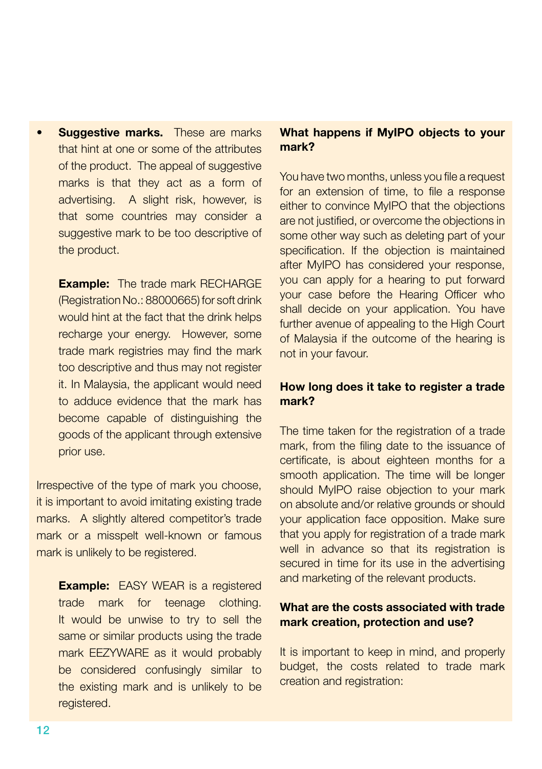- **Suggestive marks.** These are marks that hint at one or some of the attributes of the product. The appeal of suggestive marks is that they act as a form of advertising. A slight risk, however, is that some countries may consider a suggestive mark to be too descriptive of the product.

  **Example:** The trade mark RECHARGE (Registration No.: 88000665) for soft drink would hint at the fact that the drink helps recharge your energy. However, some trade mark registries may find the mark too descriptive and thus may not register it. In Malaysia, the applicant would need to adduce evidence that the mark has become capable of distinguishing the goods of the applicant through extensive prior use.

Irrespective of the type of mark you choose, it is important to avoid imitating existing trade marks. A slightly altered competitor's trade mark or a misspelt well-known or famous mark is unlikely to be registered.

> **Example:** EASY WEAR is a registered trade mark for teenage clothing. It would be unwise to try to sell the same or similar products using the trade mark EEZYWARE as it would probably be considered confusingly similar to the existing mark and is unlikely to be registered.

**What happens if MyIPO objects to your mark?**

You have two months, unless you file a request for an extension of time, to file a response either to convince MyIPO that the objections are not justified, or overcome the objections in some other way such as deleting part of your specification. If the objection is maintained after MyIPO has considered your response, you can apply for a hearing to put forward your case before the Hearing Officer who shall decide on your application. You have further avenue of appealing to the High Court of Malaysia if the outcome of the hearing is not in your favour.

**How long does it take to register a trade mark?**

The time taken for the registration of a trade mark, from the filing date to the issuance of certificate, is about eighteen months for a smooth application. The time will be longer should MyIPO raise objection to your mark on absolute and/or relative grounds or should your application face opposition. Make sure that you apply for registration of a trade mark well in advance so that its registration is secured in time for its use in the advertising and marketing of the relevant products.

**What are the costs associated with trade mark creation, protection and use?**

It is important to keep in mind, and properly budget, the costs related to trade mark creation and registration: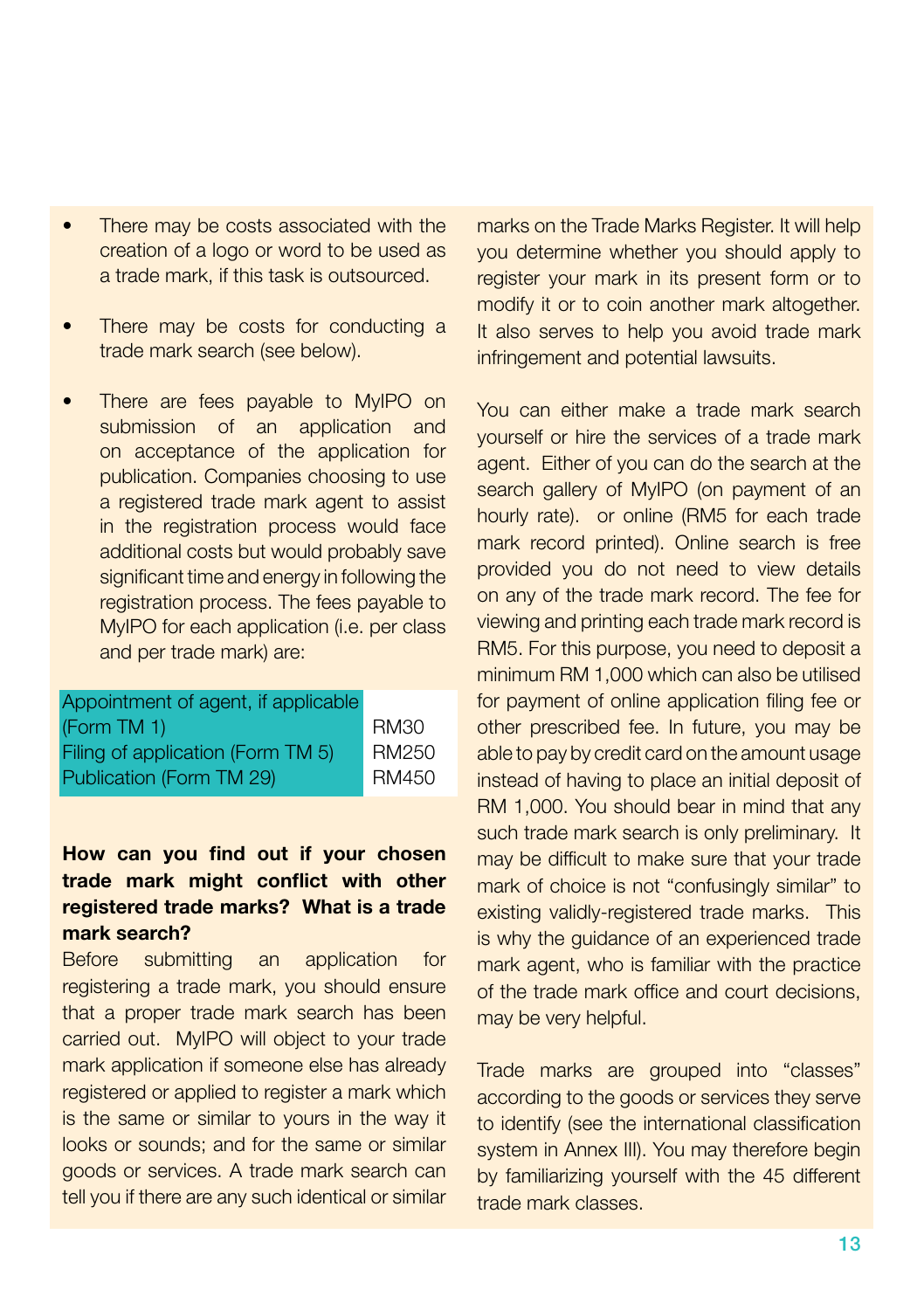- There may be costs associated with the creation of a logo or word to be used as a trade mark, if this task is outsourced.
- There may be costs for conducting a trade mark search (see below).
- There are fees payable to MyIPO on submission of an application and on acceptance of the application for publication. Companies choosing to use a registered trade mark agent to assist in the registration process would face additional costs but would probably save significant time and energy in following the registration process. The fees payable to MyIPO for each application (i.e. per class and per trade mark) are:

| | |
|---|---|
| Appointment of agent, if applicable (Form TM 1) | RM30 |
| Filing of application (Form TM 5) | RM250 |
| Publication (Form TM 29) | RM450 |

**How can you find out if your chosen trade mark might conflict with other registered trade marks? What is a trade mark search?**

Before submitting an application for registering a trade mark, you should ensure that a proper trade mark search has been carried out. MyIPO will object to your trade mark application if someone else has already registered or applied to register a mark which is the same or similar to yours in the way it looks or sounds; and for the same or similar goods or services. A trade mark search can tell you if there are any such identical or similar marks on the Trade Marks Register. It will help you determine whether you should apply to register your mark in its present form or to modify it or to coin another mark altogether. It also serves to help you avoid trade mark infringement and potential lawsuits.

You can either make a trade mark search yourself or hire the services of a trade mark agent. Either of you can do the search at the search gallery of MyIPO (on payment of an hourly rate). or online (RM5 for each trade mark record printed). Online search is free provided you do not need to view details on any of the trade mark record. The fee for viewing and printing each trade mark record is RM5. For this purpose, you need to deposit a minimum RM 1,000 which can also be utilised for payment of online application filing fee or other prescribed fee. In future, you may be able to pay by credit card on the amount usage instead of having to place an initial deposit of RM 1,000. You should bear in mind that any such trade mark search is only preliminary. It may be difficult to make sure that your trade mark of choice is not "confusingly similar" to existing validly-registered trade marks. This is why the guidance of an experienced trade mark agent, who is familiar with the practice of the trade mark office and court decisions, may be very helpful.

Trade marks are grouped into "classes" according to the goods or services they serve to identify (see the international classification system in Annex III). You may therefore begin by familiarizing yourself with the 45 different trade mark classes.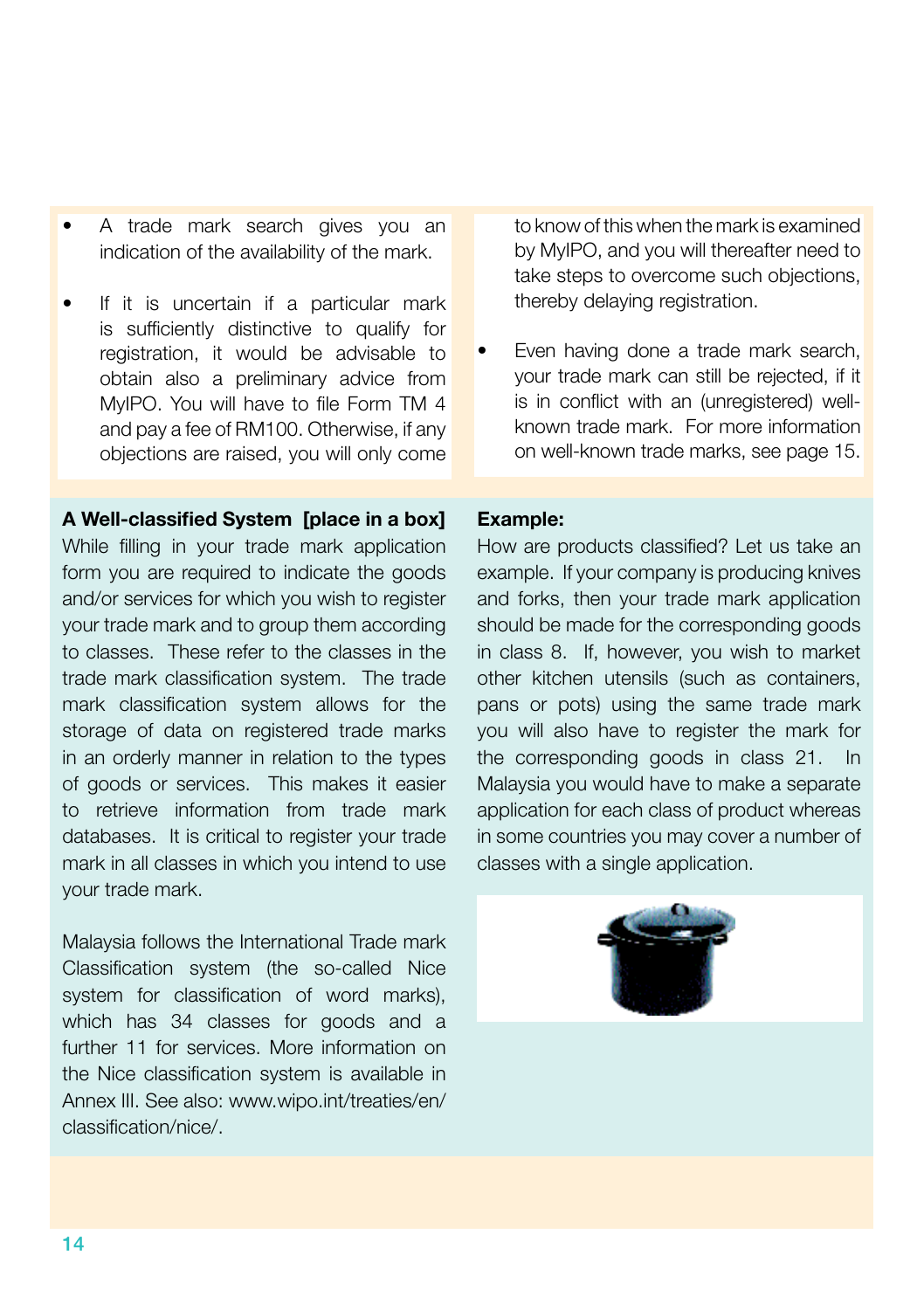- A trade mark search gives you an indication of the availability of the mark.

- If it is uncertain if a particular mark is sufficiently distinctive to qualify for registration, it would be advisable to obtain also a preliminary advice from MyIPO. You will have to file Form TM 4 and pay a fee of RM100. Otherwise, if any objections are raised, you will only come to know of this when the mark is examined by MyIPO, and you will thereafter need to take steps to overcome such objections, thereby delaying registration.

- Even having done a trade mark search, your trade mark can still be rejected, if it is in conflict with an (unregistered) well-known trade mark. For more information on well-known trade marks, see page 15.

**A Well-classified System [place in a box]**
While filling in your trade mark application form you are required to indicate the goods and/or services for which you wish to register your trade mark and to group them according to classes. These refer to the classes in the trade mark classification system. The trade mark classification system allows for the storage of data on registered trade marks in an orderly manner in relation to the types of goods or services. This makes it easier to retrieve information from trade mark databases. It is critical to register your trade mark in all classes in which you intend to use your trade mark.

Malaysia follows the International Trade mark Classification system (the so-called Nice system for classification of word marks), which has 34 classes for goods and a further 11 for services. More information on the Nice classification system is available in Annex III. See also: www.wipo.int/treaties/en/classification/nice/.

**Example:**
How are products classified? Let us take an example. If your company is producing knives and forks, then your trade mark application should be made for the corresponding goods in class 8. If, however, you wish to market other kitchen utensils (such as containers, pans or pots) using the same trade mark you will also have to register the mark for the corresponding goods in class 21. In Malaysia you would have to make a separate application for each class of product whereas in some countries you may cover a number of classes with a single application.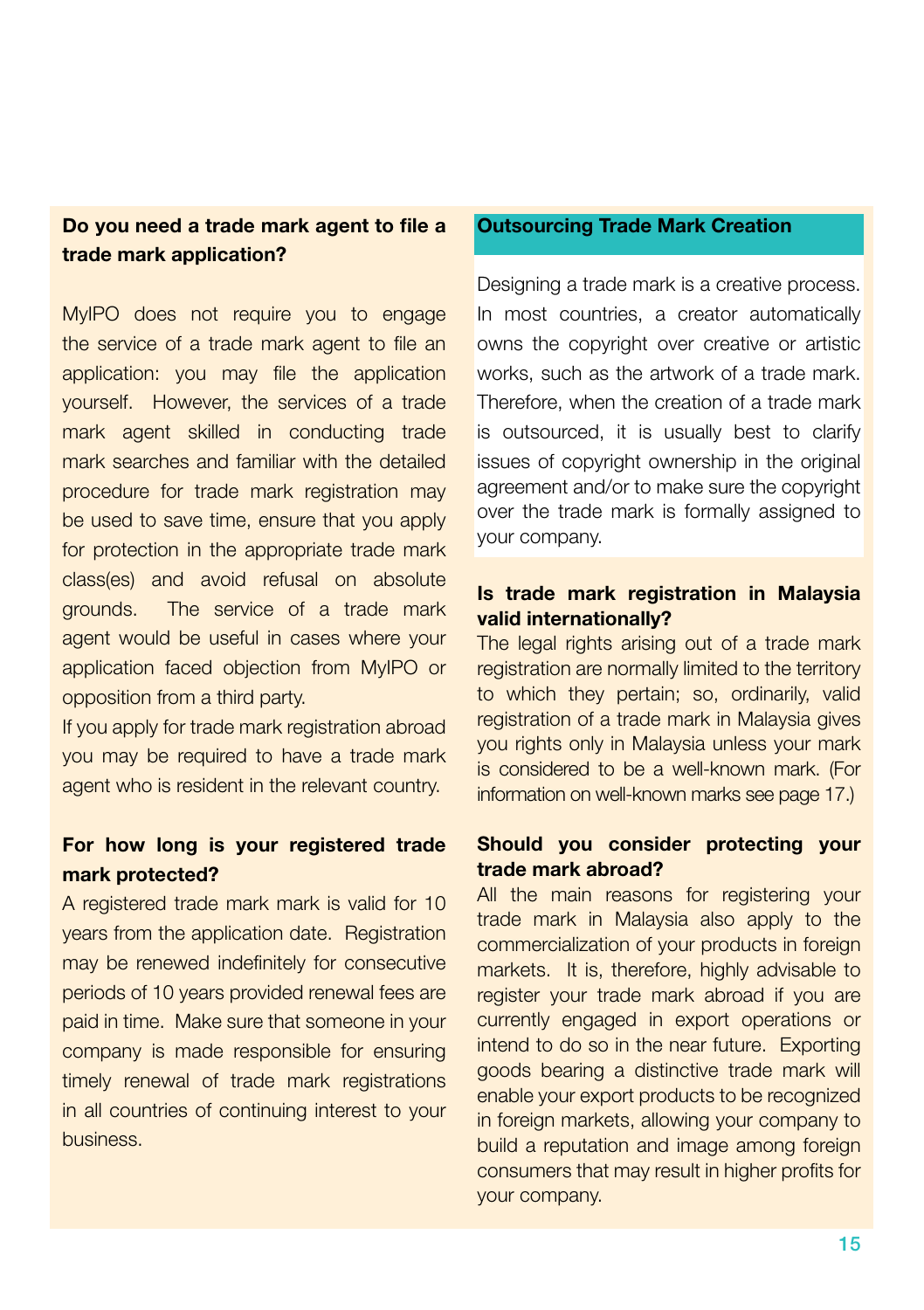### Do you need a trade mark agent to file a trade mark application?

MyIPO does not require you to engage the service of a trade mark agent to file an application: you may file the application yourself. However, the services of a trade mark agent skilled in conducting trade mark searches and familiar with the detailed procedure for trade mark registration may be used to save time, ensure that you apply for protection in the appropriate trade mark class(es) and avoid refusal on absolute grounds. The service of a trade mark agent would be useful in cases where your application faced objection from MyIPO or opposition from a third party.

If you apply for trade mark registration abroad you may be required to have a trade mark agent who is resident in the relevant country.

### For how long is your registered trade mark protected?

A registered trade mark mark is valid for 10 years from the application date. Registration may be renewed indefinitely for consecutive periods of 10 years provided renewal fees are paid in time. Make sure that someone in your company is made responsible for ensuring timely renewal of trade mark registrations in all countries of continuing interest to your business.

### Outsourcing Trade Mark Creation

Designing a trade mark is a creative process. In most countries, a creator automatically owns the copyright over creative or artistic works, such as the artwork of a trade mark. Therefore, when the creation of a trade mark is outsourced, it is usually best to clarify issues of copyright ownership in the original agreement and/or to make sure the copyright over the trade mark is formally assigned to your company.

### Is trade mark registration in Malaysia valid internationally?

The legal rights arising out of a trade mark registration are normally limited to the territory to which they pertain; so, ordinarily, valid registration of a trade mark in Malaysia gives you rights only in Malaysia unless your mark is considered to be a well-known mark. (For information on well-known marks see page 17.)

### Should you consider protecting your trade mark abroad?

All the main reasons for registering your trade mark in Malaysia also apply to the commercialization of your products in foreign markets. It is, therefore, highly advisable to register your trade mark abroad if you are currently engaged in export operations or intend to do so in the near future. Exporting goods bearing a distinctive trade mark will enable your export products to be recognized in foreign markets, allowing your company to build a reputation and image among foreign consumers that may result in higher profits for your company.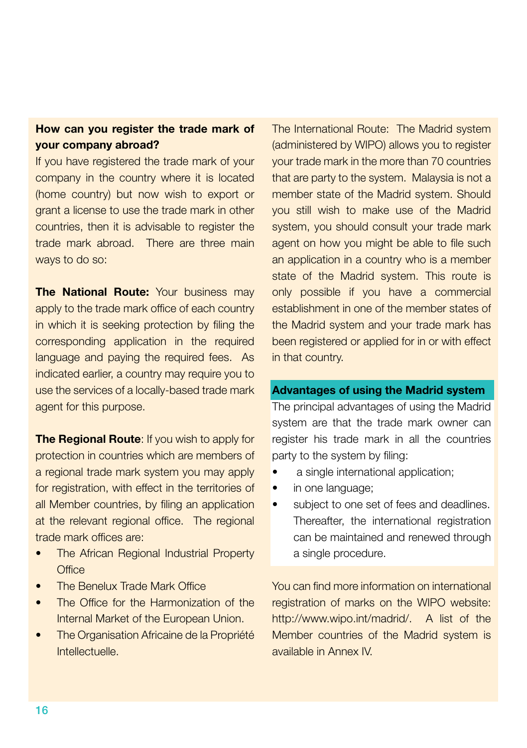**How can you register the trade mark of your company abroad?**

If you have registered the trade mark of your company in the country where it is located (home country) but now wish to export or grant a license to use the trade mark in other countries, then it is advisable to register the trade mark abroad. There are three main ways to do so:

**The National Route:** Your business may apply to the trade mark office of each country in which it is seeking protection by filing the corresponding application in the required language and paying the required fees. As indicated earlier, a country may require you to use the services of a locally-based trade mark agent for this purpose.

**The Regional Route**: If you wish to apply for protection in countries which are members of a regional trade mark system you may apply for registration, with effect in the territories of all Member countries, by filing an application at the relevant regional office. The regional trade mark offices are:

- The African Regional Industrial Property Office
- The Benelux Trade Mark Office
- The Office for the Harmonization of the Internal Market of the European Union.
- The Organisation Africaine de la Propriété Intellectuelle.

The International Route: The Madrid system (administered by WIPO) allows you to register your trade mark in the more than 70 countries that are party to the system. Malaysia is not a member state of the Madrid system. Should you still wish to make use of the Madrid system, you should consult your trade mark agent on how you might be able to file such an application in a country who is a member state of the Madrid system. This route is only possible if you have a commercial establishment in one of the member states of the Madrid system and your trade mark has been registered or applied for in or with effect in that country.

**Advantages of using the Madrid system**

The principal advantages of using the Madrid system are that the trade mark owner can register his trade mark in all the countries party to the system by filing:

- a single international application;
- in one language;
- subject to one set of fees and deadlines. Thereafter, the international registration can be maintained and renewed through a single procedure.

You can find more information on international registration of marks on the WIPO website: http://www.wipo.int/madrid/. A list of the Member countries of the Madrid system is available in Annex IV.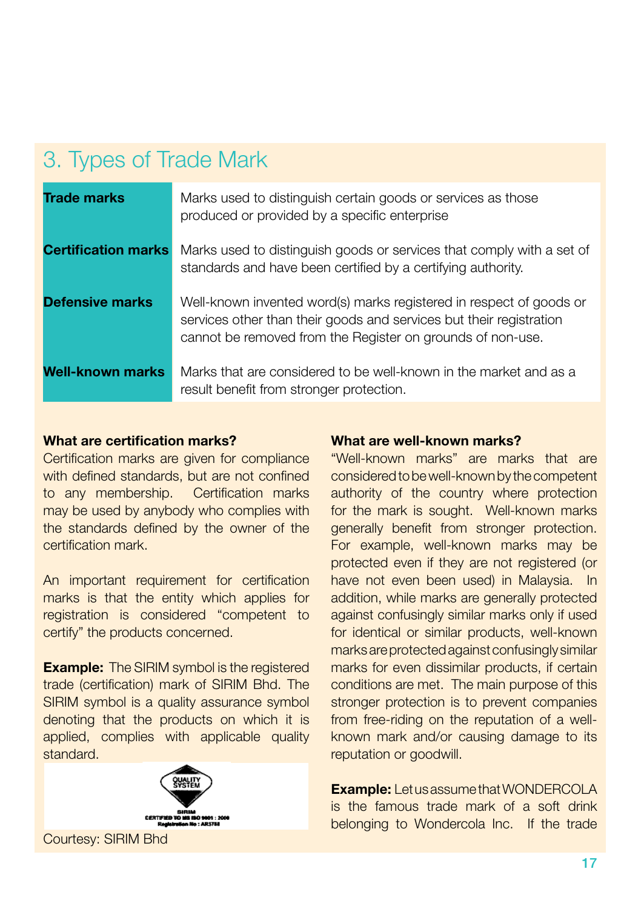## 3. Types of Trade Mark

| | |
|---|---|
| **Trade marks** | Marks used to distinguish certain goods or services as those produced or provided by a specific enterprise |
| **Certification marks** | Marks used to distinguish goods or services that comply with a set of standards and have been certified by a certifying authority. |
| **Defensive marks** | Well-known invented word(s) marks registered in respect of goods or services other than their goods and services but their registration cannot be removed from the Register on grounds of non-use. |
| **Well-known marks** | Marks that are considered to be well-known in the market and as a result benefit from stronger protection. |

**What are certification marks?**

Certification marks are given for compliance with defined standards, but are not confined to any membership. Certification marks may be used by anybody who complies with the standards defined by the owner of the certification mark.

An important requirement for certification marks is that the entity which applies for registration is considered "competent to certify" the products concerned.

**Example:** The SIRIM symbol is the registered trade (certification) mark of SIRIM Bhd. The SIRIM symbol is a quality assurance symbol denoting that the products on which it is applied, complies with applicable quality standard.

QUALITY SYSTEM
SIRIM
CERTIFIED TO MS ISO 9001 : 2000
Registration No : AR5758

Courtesy: SIRIM Bhd

**What are well-known marks?**

"Well-known marks" are marks that are considered to be well-known by the competent authority of the country where protection for the mark is sought. Well-known marks generally benefit from stronger protection. For example, well-known marks may be protected even if they are not registered (or have not even been used) in Malaysia. In addition, while marks are generally protected against confusingly similar marks only if used for identical or similar products, well-known marks are protected against confusingly similar marks for even dissimilar products, if certain conditions are met. The main purpose of this stronger protection is to prevent companies from free-riding on the reputation of a well-known mark and/or causing damage to its reputation or goodwill.

**Example:** Let us assume that WONDERCOLA is the famous trade mark of a soft drink belonging to Wondercola Inc. If the trade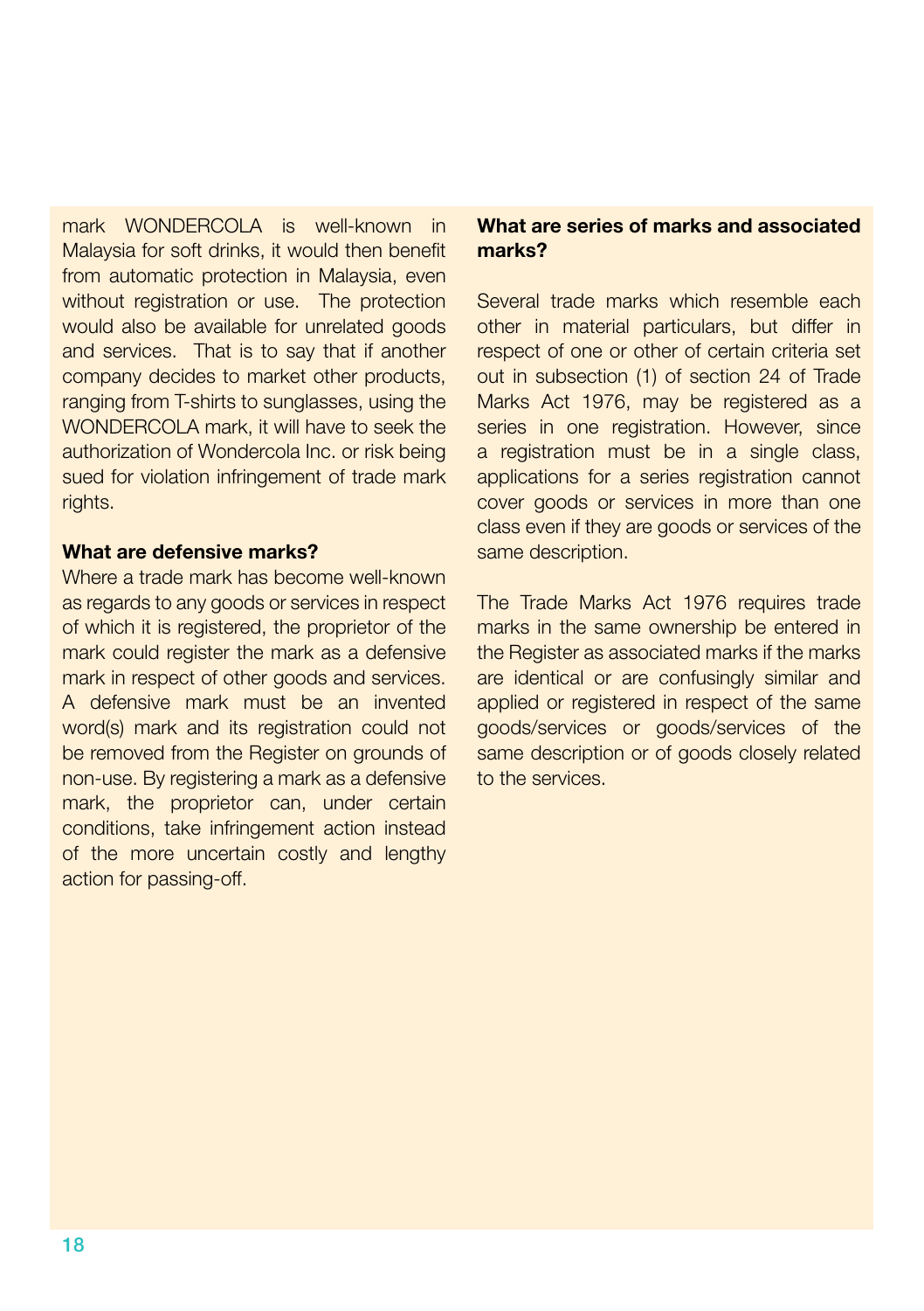mark WONDERCOLA is well-known in Malaysia for soft drinks, it would then benefit from automatic protection in Malaysia, even without registration or use. The protection would also be available for unrelated goods and services. That is to say that if another company decides to market other products, ranging from T-shirts to sunglasses, using the WONDERCOLA mark, it will have to seek the authorization of Wondercola Inc. or risk being sued for violation infringement of trade mark rights.

**What are defensive marks?**

Where a trade mark has become well-known as regards to any goods or services in respect of which it is registered, the proprietor of the mark could register the mark as a defensive mark in respect of other goods and services. A defensive mark must be an invented word(s) mark and its registration could not be removed from the Register on grounds of non-use. By registering a mark as a defensive mark, the proprietor can, under certain conditions, take infringement action instead of the more uncertain costly and lengthy action for passing-off.

**What are series of marks and associated marks?**

Several trade marks which resemble each other in material particulars, but differ in respect of one or other of certain criteria set out in subsection (1) of section 24 of Trade Marks Act 1976, may be registered as a series in one registration. However, since a registration must be in a single class, applications for a series registration cannot cover goods or services in more than one class even if they are goods or services of the same description.

The Trade Marks Act 1976 requires trade marks in the same ownership be entered in the Register as associated marks if the marks are identical or are confusingly similar and applied or registered in respect of the same goods/services or goods/services of the same description or of goods closely related to the services.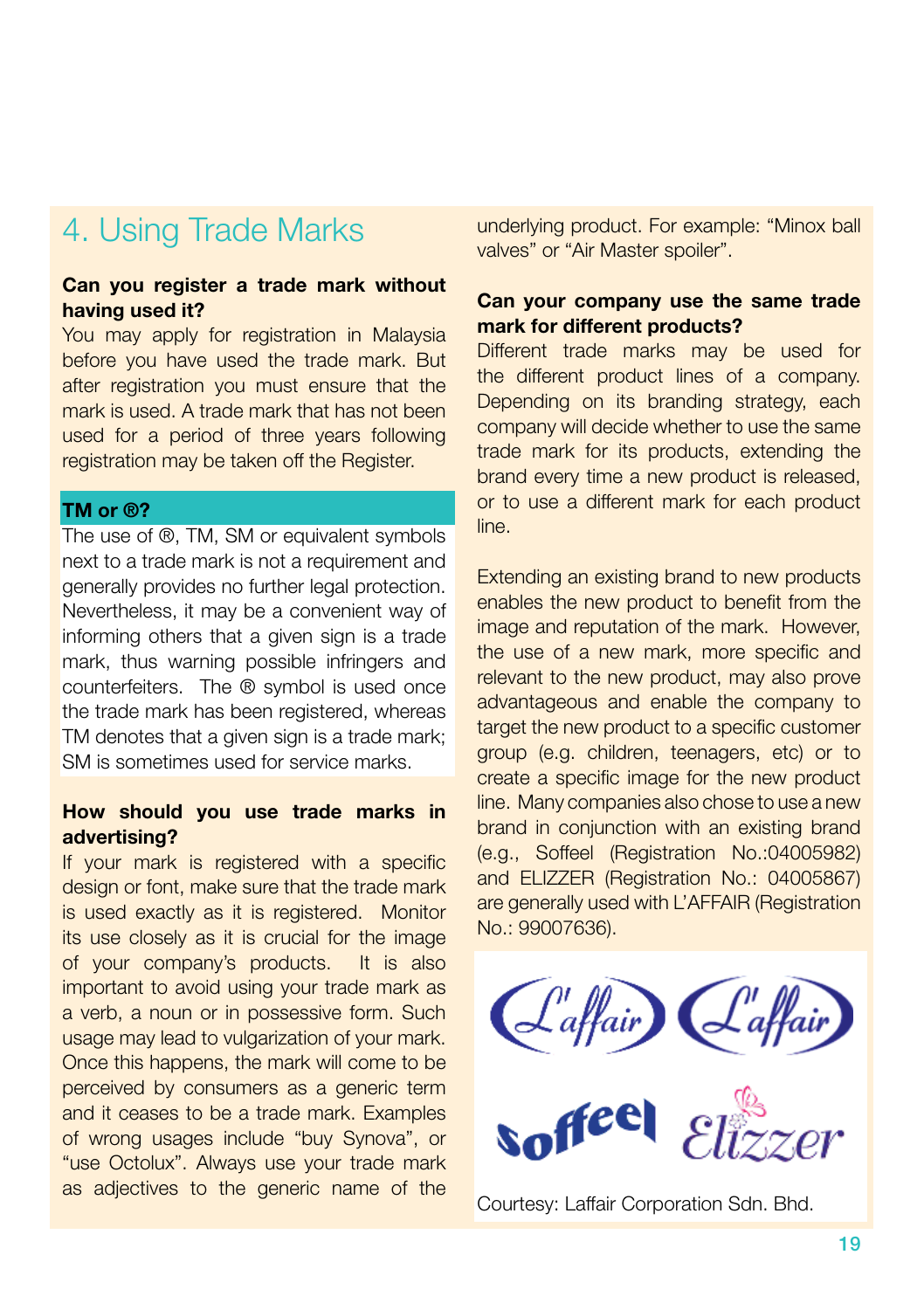# 4. Using Trade Marks

**Can you register a trade mark without having used it?**

You may apply for registration in Malaysia before you have used the trade mark. But after registration you must ensure that the mark is used. A trade mark that has not been used for a period of three years following registration may be taken off the Register.

**TM or ®?**

The use of ®, TM, SM or equivalent symbols next to a trade mark is not a requirement and generally provides no further legal protection. Nevertheless, it may be a convenient way of informing others that a given sign is a trade mark, thus warning possible infringers and counterfeiters. The ® symbol is used once the trade mark has been registered, whereas TM denotes that a given sign is a trade mark; SM is sometimes used for service marks.

**How should you use trade marks in advertising?**

If your mark is registered with a specific design or font, make sure that the trade mark is used exactly as it is registered. Monitor its use closely as it is crucial for the image of your company's products. It is also important to avoid using your trade mark as a verb, a noun or in possessive form. Such usage may lead to vulgarization of your mark. Once this happens, the mark will come to be perceived by consumers as a generic term and it ceases to be a trade mark. Examples of wrong usages include "buy Synova", or "use Octolux". Always use your trade mark as adjectives to the generic name of the underlying product. For example: "Minox ball valves" or "Air Master spoiler".

**Can your company use the same trade mark for different products?**

Different trade marks may be used for the different product lines of a company. Depending on its branding strategy, each company will decide whether to use the same trade mark for its products, extending the brand every time a new product is released, or to use a different mark for each product line.

Extending an existing brand to new products enables the new product to benefit from the image and reputation of the mark. However, the use of a new mark, more specific and relevant to the new product, may also prove advantageous and enable the company to target the new product to a specific customer group (e.g. children, teenagers, etc) or to create a specific image for the new product line. Many companies also chose to use a new brand in conjunction with an existing brand (e.g., Soffeel (Registration No.:04005982) and ELIZZER (Registration No.: 04005867) are generally used with L'AFFAIR (Registration No.: 99007636).

Courtesy: Laffair Corporation Sdn. Bhd.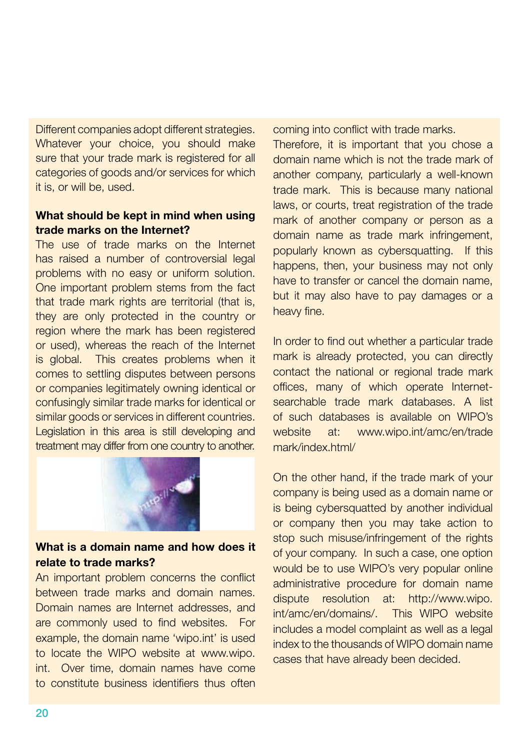Different companies adopt different strategies. Whatever your choice, you should make sure that your trade mark is registered for all categories of goods and/or services for which it is, or will be, used.

**What should be kept in mind when using trade marks on the Internet?**

The use of trade marks on the Internet has raised a number of controversial legal problems with no easy or uniform solution. One important problem stems from the fact that trade mark rights are territorial (that is, they are only protected in the country or region where the mark has been registered or used), whereas the reach of the Internet is global. This creates problems when it comes to settling disputes between persons or companies legitimately owning identical or confusingly similar trade marks for identical or similar goods or services in different countries. Legislation in this area is still developing and treatment may differ from one country to another.

**What is a domain name and how does it relate to trade marks?**

An important problem concerns the conflict between trade marks and domain names. Domain names are Internet addresses, and are commonly used to find websites. For example, the domain name 'wipo.int' is used to locate the WIPO website at www.wipo.int. Over time, domain names have come to constitute business identifiers thus often coming into conflict with trade marks.

Therefore, it is important that you chose a domain name which is not the trade mark of another company, particularly a well-known trade mark. This is because many national laws, or courts, treat registration of the trade mark of another company or person as a domain name as trade mark infringement, popularly known as cybersquatting. If this happens, then, your business may not only have to transfer or cancel the domain name, but it may also have to pay damages or a heavy fine.

In order to find out whether a particular trade mark is already protected, you can directly contact the national or regional trade mark offices, many of which operate Internet-searchable trade mark databases. A list of such databases is available on WIPO's website at: www.wipo.int/amc/en/trademark/index.html/

On the other hand, if the trade mark of your company is being used as a domain name or is being cybersquatted by another individual or company then you may take action to stop such misuse/infringement of the rights of your company. In such a case, one option would be to use WIPO's very popular online administrative procedure for domain name dispute resolution at: http://www.wipo.int/amc/en/domains/. This WIPO website includes a model complaint as well as a legal index to the thousands of WIPO domain name cases that have already been decided.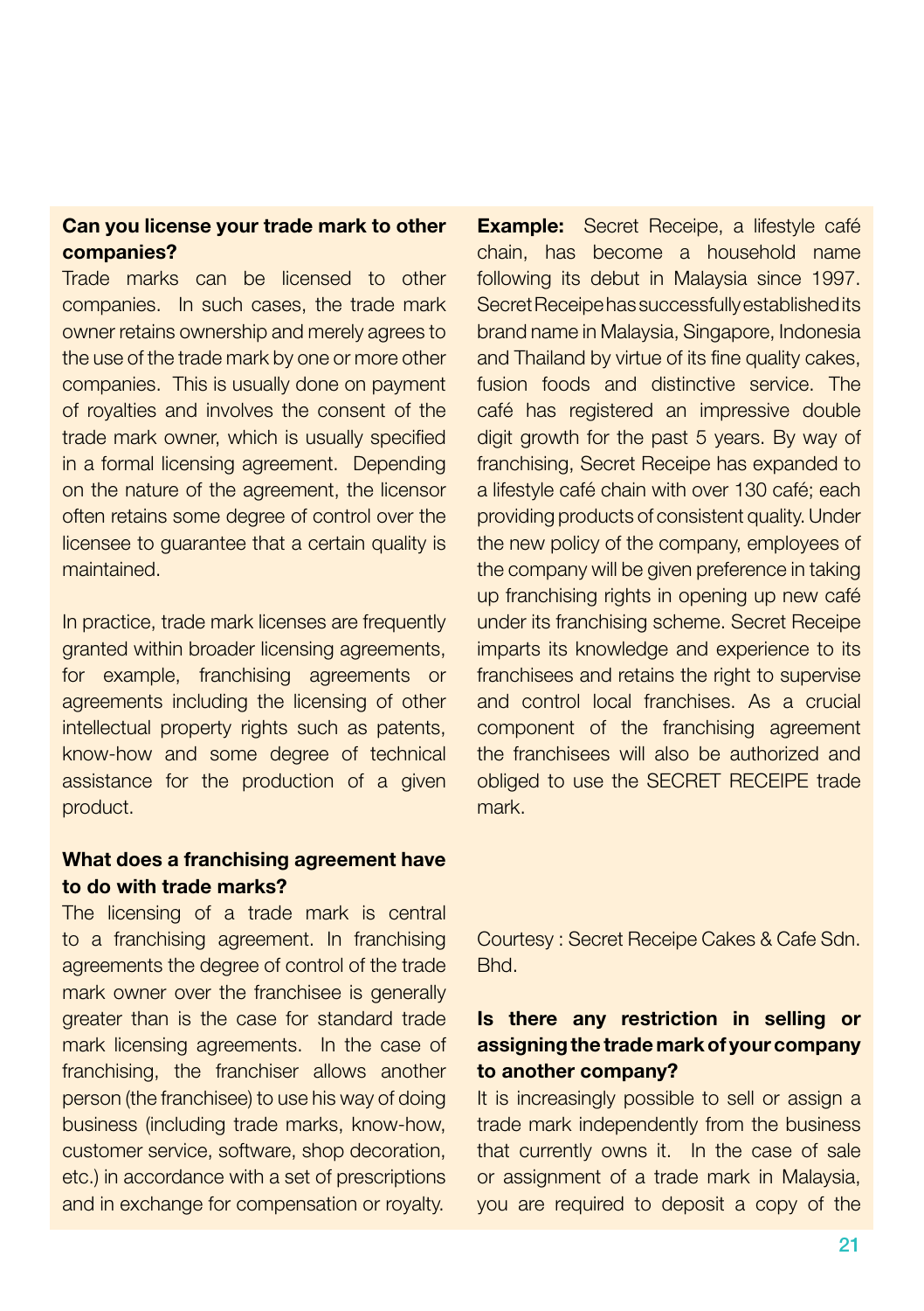**Can you license your trade mark to other companies?**

Trade marks can be licensed to other companies. In such cases, the trade mark owner retains ownership and merely agrees to the use of the trade mark by one or more other companies. This is usually done on payment of royalties and involves the consent of the trade mark owner, which is usually specified in a formal licensing agreement. Depending on the nature of the agreement, the licensor often retains some degree of control over the licensee to guarantee that a certain quality is maintained.

In practice, trade mark licenses are frequently granted within broader licensing agreements, for example, franchising agreements or agreements including the licensing of other intellectual property rights such as patents, know-how and some degree of technical assistance for the production of a given product.

**What does a franchising agreement have to do with trade marks?**

The licensing of a trade mark is central to a franchising agreement. In franchising agreements the degree of control of the trade mark owner over the franchisee is generally greater than is the case for standard trade mark licensing agreements. In the case of franchising, the franchiser allows another person (the franchisee) to use his way of doing business (including trade marks, know-how, customer service, software, shop decoration, etc.) in accordance with a set of prescriptions and in exchange for compensation or royalty.

**Example:** Secret Receipe, a lifestyle café chain, has become a household name following its debut in Malaysia since 1997. Secret Receipe has successfully established its brand name in Malaysia, Singapore, Indonesia and Thailand by virtue of its fine quality cakes, fusion foods and distinctive service. The café has registered an impressive double digit growth for the past 5 years. By way of franchising, Secret Receipe has expanded to a lifestyle café chain with over 130 café; each providing products of consistent quality. Under the new policy of the company, employees of the company will be given preference in taking up franchising rights in opening up new café under its franchising scheme. Secret Receipe imparts its knowledge and experience to its franchisees and retains the right to supervise and control local franchises. As a crucial component of the franchising agreement the franchisees will also be authorized and obliged to use the SECRET RECEIPE trade mark.

Courtesy : Secret Receipe Cakes & Cafe Sdn. Bhd.

**Is there any restriction in selling or assigning the trade mark of your company to another company?**

It is increasingly possible to sell or assign a trade mark independently from the business that currently owns it. In the case of sale or assignment of a trade mark in Malaysia, you are required to deposit a copy of the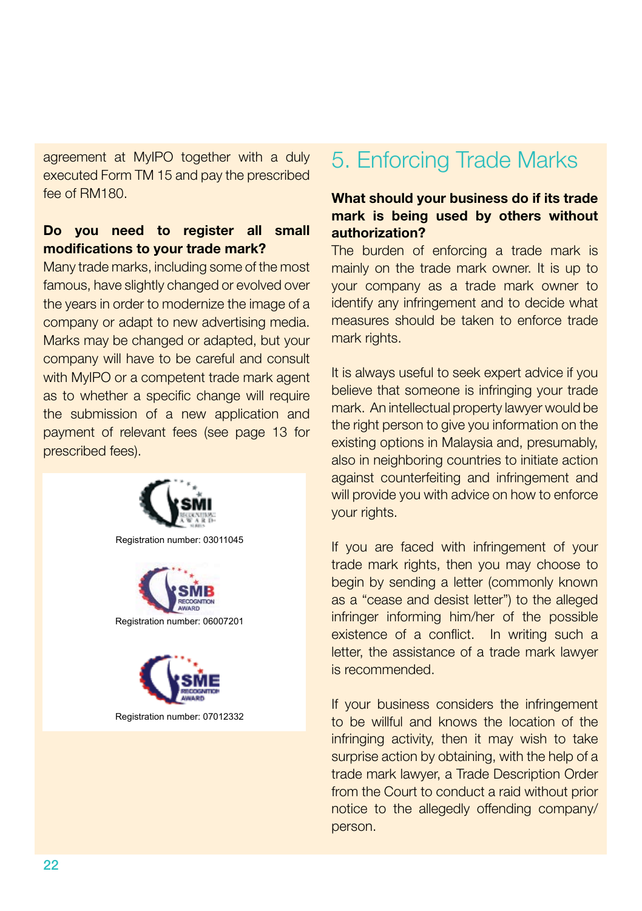agreement at MyIPO together with a duly executed Form TM 15 and pay the prescribed fee of RM180.

**Do you need to register all small modifications to your trade mark?**

Many trade marks, including some of the most famous, have slightly changed or evolved over the years in order to modernize the image of a company or adapt to new advertising media. Marks may be changed or adapted, but your company will have to be careful and consult with MyIPO or a competent trade mark agent as to whether a specific change will require the submission of a new application and payment of relevant fees (see page 13 for prescribed fees).

Registration number: 03011045

Registration number: 06007201

Registration number: 07012332

## 5. Enforcing Trade Marks

**What should your business do if its trade mark is being used by others without authorization?**

The burden of enforcing a trade mark is mainly on the trade mark owner. It is up to your company as a trade mark owner to identify any infringement and to decide what measures should be taken to enforce trade mark rights.

It is always useful to seek expert advice if you believe that someone is infringing your trade mark. An intellectual property lawyer would be the right person to give you information on the existing options in Malaysia and, presumably, also in neighboring countries to initiate action against counterfeiting and infringement and will provide you with advice on how to enforce your rights.

If you are faced with infringement of your trade mark rights, then you may choose to begin by sending a letter (commonly known as a "cease and desist letter") to the alleged infringer informing him/her of the possible existence of a conflict. In writing such a letter, the assistance of a trade mark lawyer is recommended.

If your business considers the infringement to be willful and knows the location of the infringing activity, then it may wish to take surprise action by obtaining, with the help of a trade mark lawyer, a Trade Description Order from the Court to conduct a raid without prior notice to the allegedly offending company/person.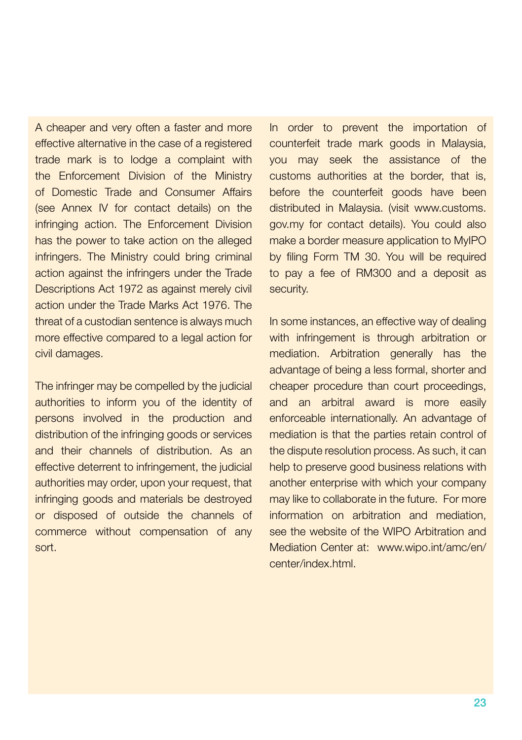A cheaper and very often a faster and more effective alternative in the case of a registered trade mark is to lodge a complaint with the Enforcement Division of the Ministry of Domestic Trade and Consumer Affairs (see Annex IV for contact details) on the infringing action. The Enforcement Division has the power to take action on the alleged infringers. The Ministry could bring criminal action against the infringers under the Trade Descriptions Act 1972 as against merely civil action under the Trade Marks Act 1976. The threat of a custodian sentence is always much more effective compared to a legal action for civil damages.

The infringer may be compelled by the judicial authorities to inform you of the identity of persons involved in the production and distribution of the infringing goods or services and their channels of distribution. As an effective deterrent to infringement, the judicial authorities may order, upon your request, that infringing goods and materials be destroyed or disposed of outside the channels of commerce without compensation of any sort.

In order to prevent the importation of counterfeit trade mark goods in Malaysia, you may seek the assistance of the customs authorities at the border, that is, before the counterfeit goods have been distributed in Malaysia. (visit www.customs.gov.my for contact details). You could also make a border measure application to MyIPO by filing Form TM 30. You will be required to pay a fee of RM300 and a deposit as security.

In some instances, an effective way of dealing with infringement is through arbitration or mediation. Arbitration generally has the advantage of being a less formal, shorter and cheaper procedure than court proceedings, and an arbitral award is more easily enforceable internationally. An advantage of mediation is that the parties retain control of the dispute resolution process. As such, it can help to preserve good business relations with another enterprise with which your company may like to collaborate in the future. For more information on arbitration and mediation, see the website of the WIPO Arbitration and Mediation Center at: www.wipo.int/amc/en/center/index.html.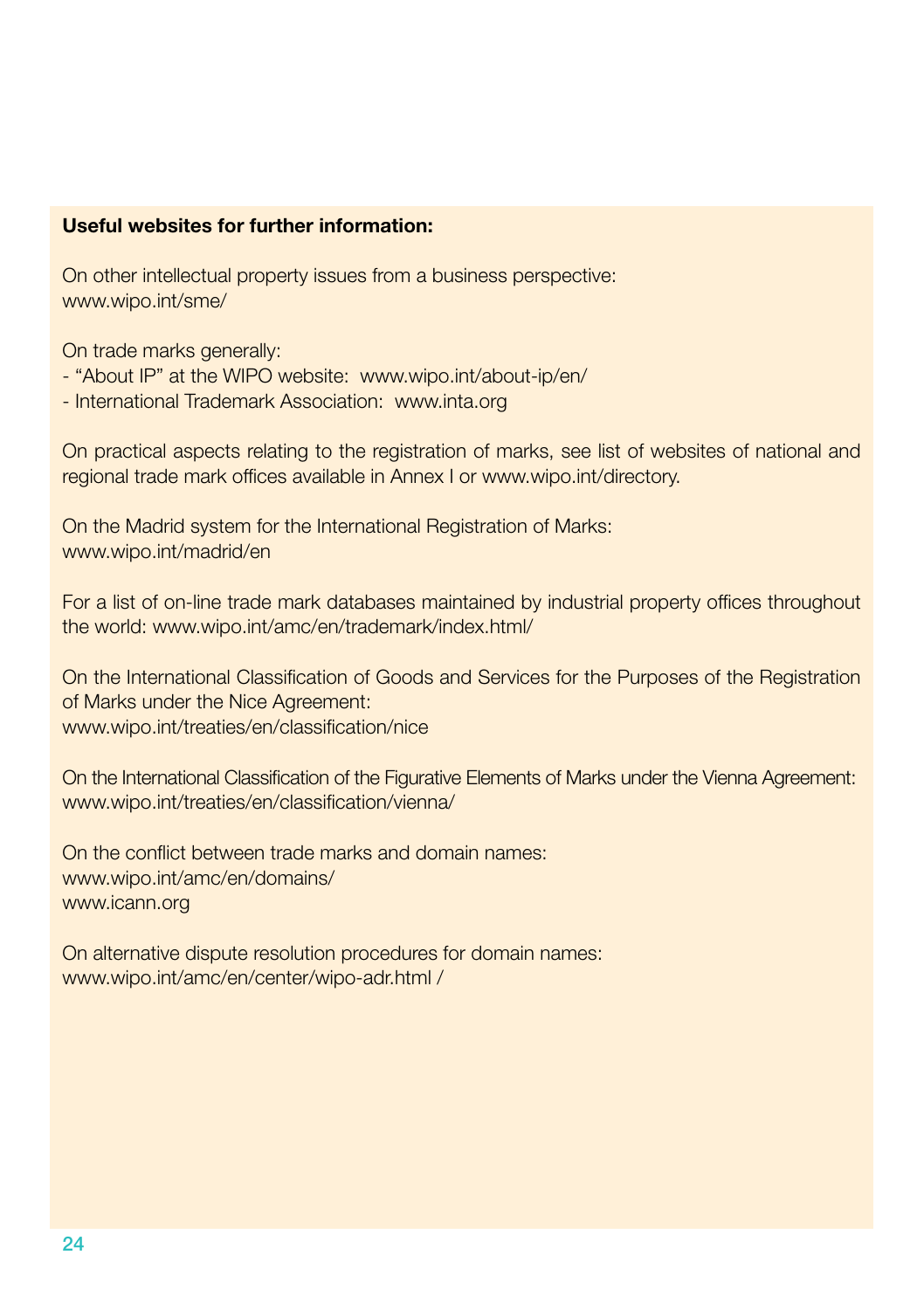**Useful websites for further information:**

On other intellectual property issues from a business perspective:
www.wipo.int/sme/

On trade marks generally:
- "About IP" at the WIPO website: www.wipo.int/about-ip/en/
- International Trademark Association: www.inta.org

On practical aspects relating to the registration of marks, see list of websites of national and regional trade mark offices available in Annex I or www.wipo.int/directory.

On the Madrid system for the International Registration of Marks:
www.wipo.int/madrid/en

For a list of on-line trade mark databases maintained by industrial property offices throughout the world: www.wipo.int/amc/en/trademark/index.html/

On the International Classification of Goods and Services for the Purposes of the Registration of Marks under the Nice Agreement:
www.wipo.int/treaties/en/classification/nice

On the International Classification of the Figurative Elements of Marks under the Vienna Agreement:
www.wipo.int/treaties/en/classification/vienna/

On the conflict between trade marks and domain names:
www.wipo.int/amc/en/domains/
www.icann.org

On alternative dispute resolution procedures for domain names:
www.wipo.int/amc/en/center/wipo-adr.html /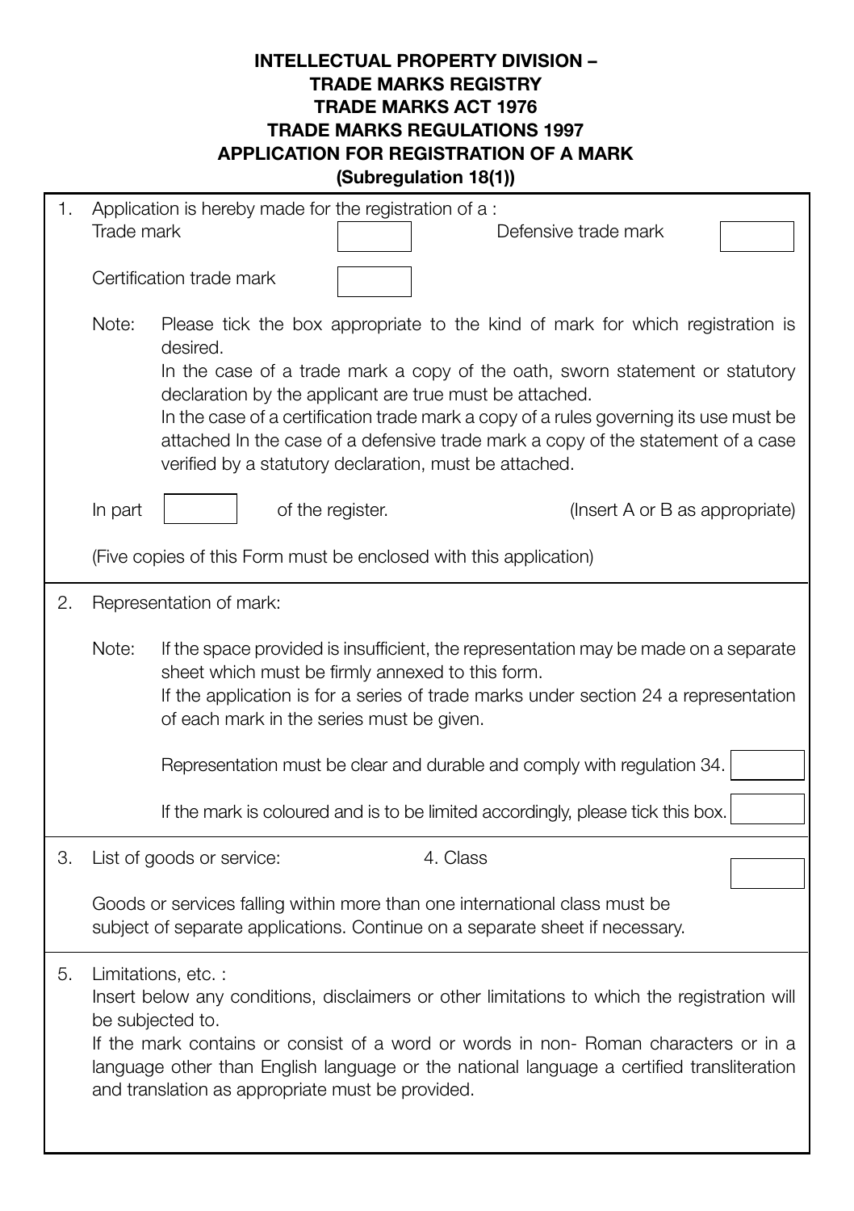**INTELLECTUAL PROPERTY DIVISION –**
**TRADE MARKS REGISTRY**
**TRADE MARKS ACT 1976**
**TRADE MARKS REGULATIONS 1997**
**APPLICATION FOR REGISTRATION OF A MARK**
**(Subregulation 18(1))**

1. Application is hereby made for the registration of a :

   Trade mark [ ] Defensive trade mark [ ]

   Certification trade mark [ ]

   Note: Please tick the box appropriate to the kind of mark for which registration is desired.
   In the case of a trade mark a copy of the oath, sworn statement or statutory declaration by the applicant are true must be attached.
   In the case of a certification trade mark a copy of a rules governing its use must be attached In the case of a defensive trade mark a copy of the statement of a case verified by a statutory declaration, must be attached.

   In part [ ] of the register. (Insert A or B as appropriate)

   (Five copies of this Form must be enclosed with this application)

2. Representation of mark:

   Note: If the space provided is insufficient, the representation may be made on a separate sheet which must be firmly annexed to this form.
   If the application is for a series of trade marks under section 24 a representation of each mark in the series must be given.

   Representation must be clear and durable and comply with regulation 34. [ ]

   If the mark is coloured and is to be limited accordingly, please tick this box. [ ]

3. List of goods or service: 4. Class [ ]

   Goods or services falling within more than one international class must be subject of separate applications. Continue on a separate sheet if necessary.

5. Limitations, etc. :
   Insert below any conditions, disclaimers or other limitations to which the registration will be subjected to.
   If the mark contains or consist of a word or words in non- Roman characters or in a language other than English language or the national language a certified transliteration and translation as appropriate must be provided.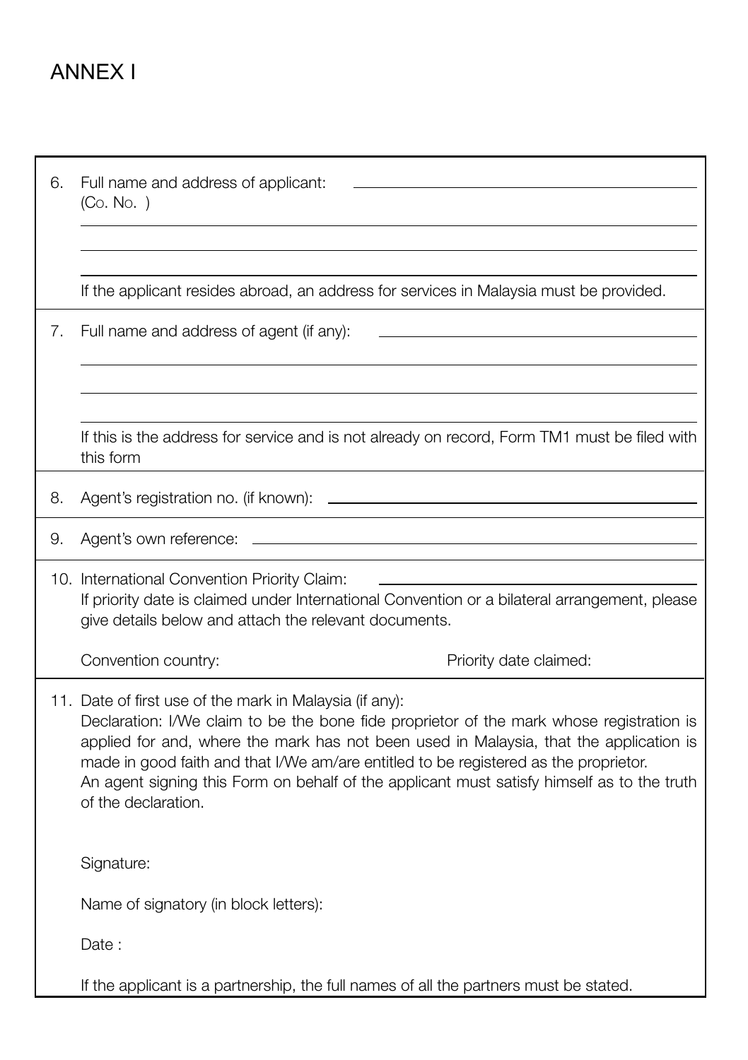# ANNEX I

6. Full name and address of applicant: ______________________________
   (Co. No. )

   ______________________________

   ______________________________

   ______________________________

   If the applicant resides abroad, an address for services in Malaysia must be provided.

7. Full name and address of agent (if any): ______________________________

   ______________________________

   ______________________________

   ______________________________

   If this is the address for service and is not already on record, Form TM1 must be filed with this form

8. Agent's registration no. (if known): ______________________________

9. Agent's own reference: ______________________________

10. International Convention Priority Claim: ______________________________
    If priority date is claimed under International Convention or a bilateral arrangement, please give details below and attach the relevant documents.

    Convention country: Priority date claimed:

11. Date of first use of the mark in Malaysia (if any):
    Declaration: I/We claim to be the bone fide proprietor of the mark whose registration is applied for and, where the mark has not been used in Malaysia, that the application is made in good faith and that I/We am/are entitled to be registered as the proprietor.
    An agent signing this Form on behalf of the applicant must satisfy himself as to the truth of the declaration.

    Signature:

    Name of signatory (in block letters):

    Date :

    If the applicant is a partnership, the full names of all the partners must be stated.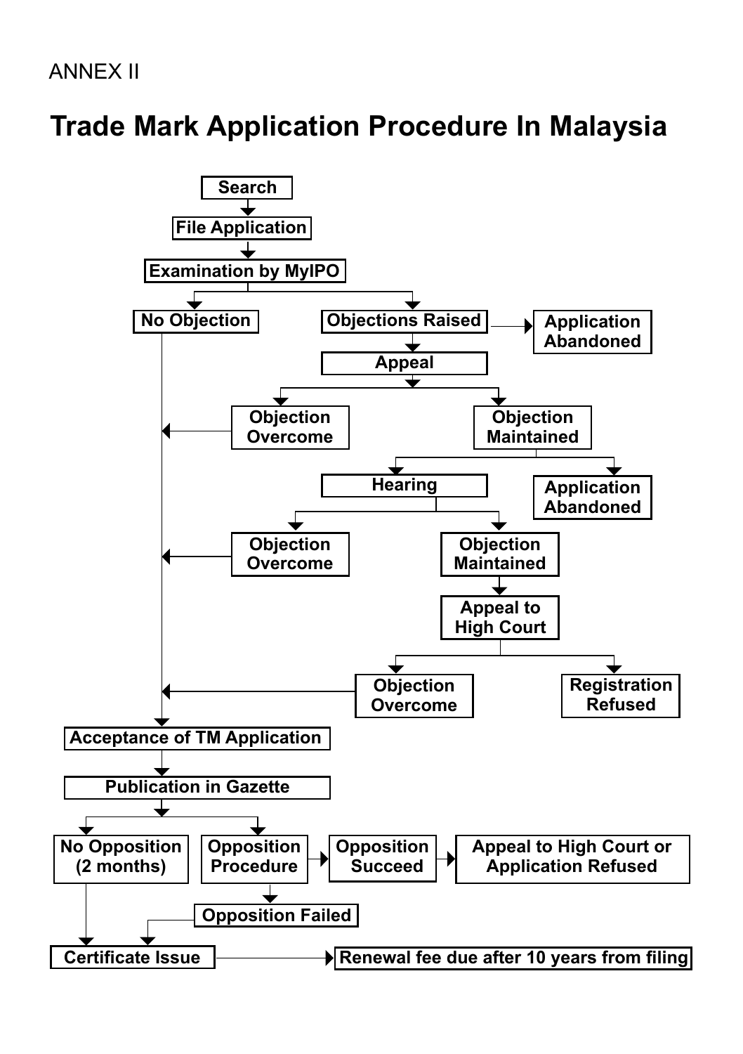ANNEX II

# Trade Mark Application Procedure In Malaysia

Search
↓
File Application
↓
Examination by MyIPO
- No Objection → Acceptance of TM Application
- Objections Raised
  - → Application Abandoned
  - → Appeal
    - Objection Overcome → Acceptance of TM Application
    - Objection Maintained
      - → Application Abandoned
      - → Hearing
        - Objection Overcome → Acceptance of TM Application
        - Objection Maintained → Appeal to High Court
          - Objection Overcome → Acceptance of TM Application
          - Registration Refused

Acceptance of TM Application
↓
Publication in Gazette
- No Opposition (2 months) → Certificate Issue
- Opposition Procedure
  - → Opposition Succeed → Appeal to High Court or Application Refused
  - → Opposition Failed → Certificate Issue

Certificate Issue → Renewal fee due after 10 years from filing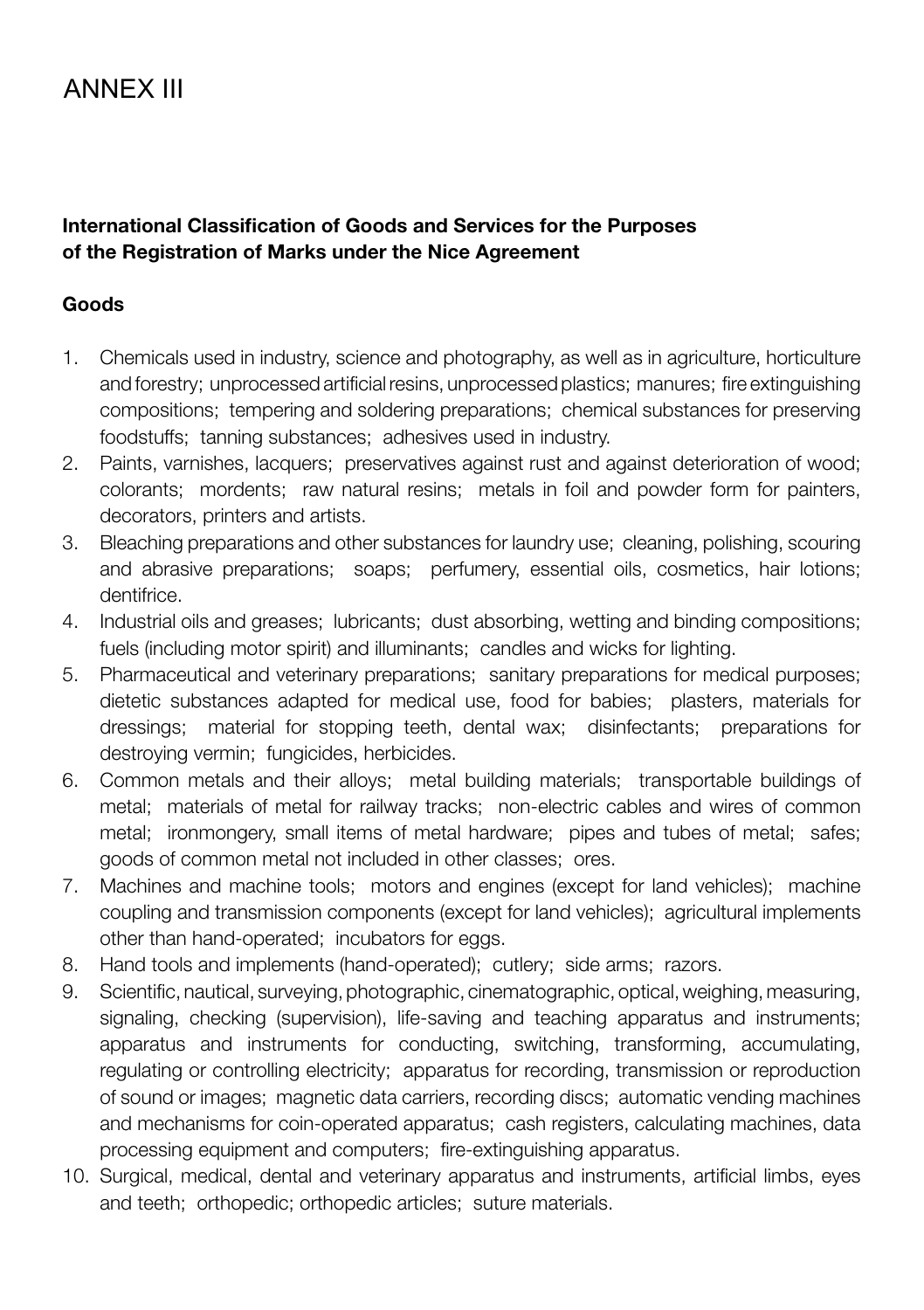# ANNEX III

**International Classification of Goods and Services for the Purposes of the Registration of Marks under the Nice Agreement**

**Goods**

1. Chemicals used in industry, science and photography, as well as in agriculture, horticulture and forestry; unprocessed artificial resins, unprocessed plastics; manures; fire extinguishing compositions; tempering and soldering preparations; chemical substances for preserving foodstuffs; tanning substances; adhesives used in industry.
2. Paints, varnishes, lacquers; preservatives against rust and against deterioration of wood; colorants; mordents; raw natural resins; metals in foil and powder form for painters, decorators, printers and artists.
3. Bleaching preparations and other substances for laundry use; cleaning, polishing, scouring and abrasive preparations; soaps; perfumery, essential oils, cosmetics, hair lotions; dentifrice.
4. Industrial oils and greases; lubricants; dust absorbing, wetting and binding compositions; fuels (including motor spirit) and illuminants; candles and wicks for lighting.
5. Pharmaceutical and veterinary preparations; sanitary preparations for medical purposes; dietetic substances adapted for medical use, food for babies; plasters, materials for dressings; material for stopping teeth, dental wax; disinfectants; preparations for destroying vermin; fungicides, herbicides.
6. Common metals and their alloys; metal building materials; transportable buildings of metal; materials of metal for railway tracks; non-electric cables and wires of common metal; ironmongery, small items of metal hardware; pipes and tubes of metal; safes; goods of common metal not included in other classes; ores.
7. Machines and machine tools; motors and engines (except for land vehicles); machine coupling and transmission components (except for land vehicles); agricultural implements other than hand-operated; incubators for eggs.
8. Hand tools and implements (hand-operated); cutlery; side arms; razors.
9. Scientific, nautical, surveying, photographic, cinematographic, optical, weighing, measuring, signaling, checking (supervision), life-saving and teaching apparatus and instruments; apparatus and instruments for conducting, switching, transforming, accumulating, regulating or controlling electricity; apparatus for recording, transmission or reproduction of sound or images; magnetic data carriers, recording discs; automatic vending machines and mechanisms for coin-operated apparatus; cash registers, calculating machines, data processing equipment and computers; fire-extinguishing apparatus.
10. Surgical, medical, dental and veterinary apparatus and instruments, artificial limbs, eyes and teeth; orthopedic; orthopedic articles; suture materials.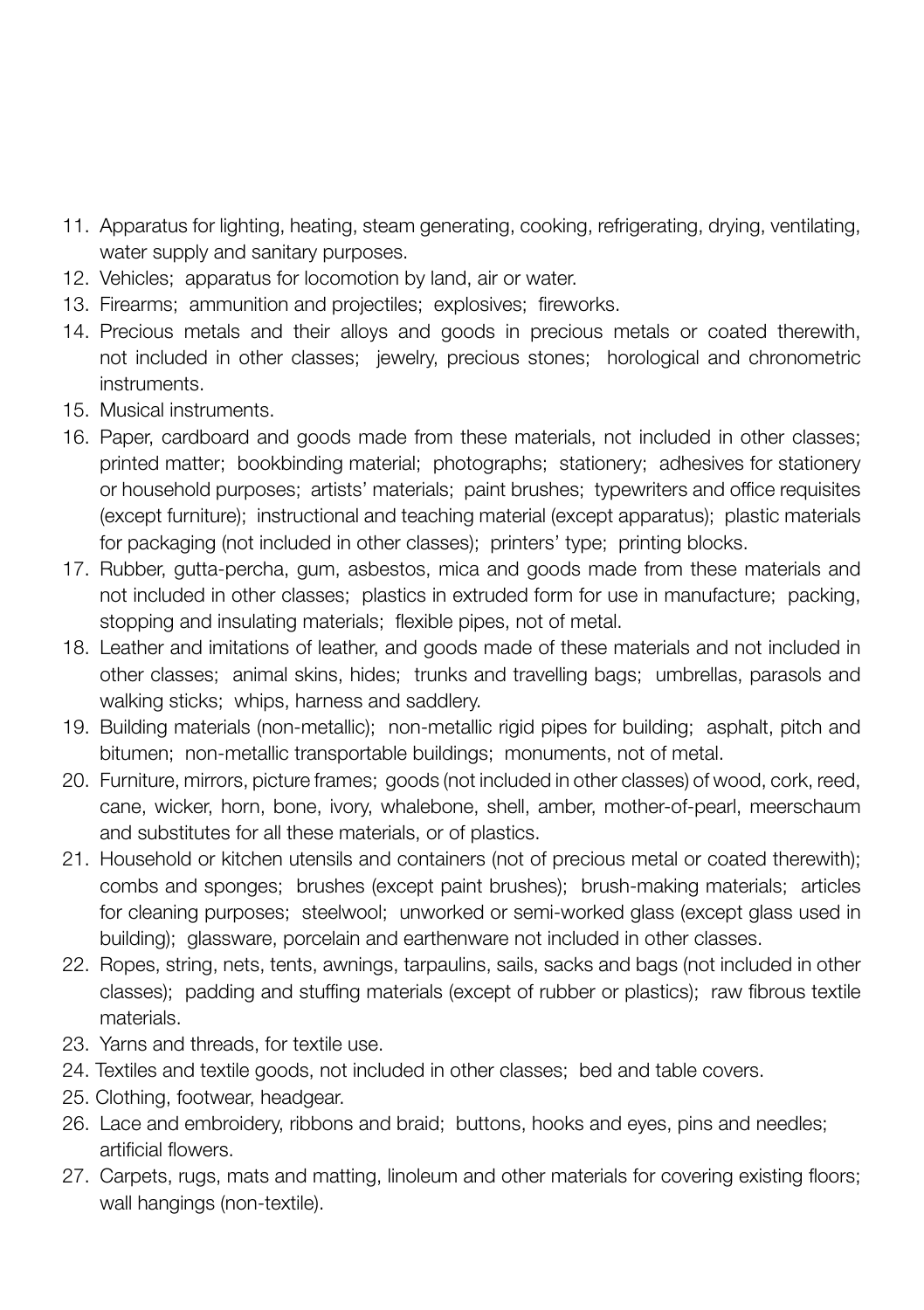11. Apparatus for lighting, heating, steam generating, cooking, refrigerating, drying, ventilating, water supply and sanitary purposes.
12. Vehicles; apparatus for locomotion by land, air or water.
13. Firearms; ammunition and projectiles; explosives; fireworks.
14. Precious metals and their alloys and goods in precious metals or coated therewith, not included in other classes; jewelry, precious stones; horological and chronometric instruments.
15. Musical instruments.
16. Paper, cardboard and goods made from these materials, not included in other classes; printed matter; bookbinding material; photographs; stationery; adhesives for stationery or household purposes; artists' materials; paint brushes; typewriters and office requisites (except furniture); instructional and teaching material (except apparatus); plastic materials for packaging (not included in other classes); printers' type; printing blocks.
17. Rubber, gutta-percha, gum, asbestos, mica and goods made from these materials and not included in other classes; plastics in extruded form for use in manufacture; packing, stopping and insulating materials; flexible pipes, not of metal.
18. Leather and imitations of leather, and goods made of these materials and not included in other classes; animal skins, hides; trunks and travelling bags; umbrellas, parasols and walking sticks; whips, harness and saddlery.
19. Building materials (non-metallic); non-metallic rigid pipes for building; asphalt, pitch and bitumen; non-metallic transportable buildings; monuments, not of metal.
20. Furniture, mirrors, picture frames; goods (not included in other classes) of wood, cork, reed, cane, wicker, horn, bone, ivory, whalebone, shell, amber, mother-of-pearl, meerschaum and substitutes for all these materials, or of plastics.
21. Household or kitchen utensils and containers (not of precious metal or coated therewith); combs and sponges; brushes (except paint brushes); brush-making materials; articles for cleaning purposes; steelwool; unworked or semi-worked glass (except glass used in building); glassware, porcelain and earthenware not included in other classes.
22. Ropes, string, nets, tents, awnings, tarpaulins, sails, sacks and bags (not included in other classes); padding and stuffing materials (except of rubber or plastics); raw fibrous textile materials.
23. Yarns and threads, for textile use.
24. Textiles and textile goods, not included in other classes; bed and table covers.
25. Clothing, footwear, headgear.
26. Lace and embroidery, ribbons and braid; buttons, hooks and eyes, pins and needles; artificial flowers.
27. Carpets, rugs, mats and matting, linoleum and other materials for covering existing floors; wall hangings (non-textile).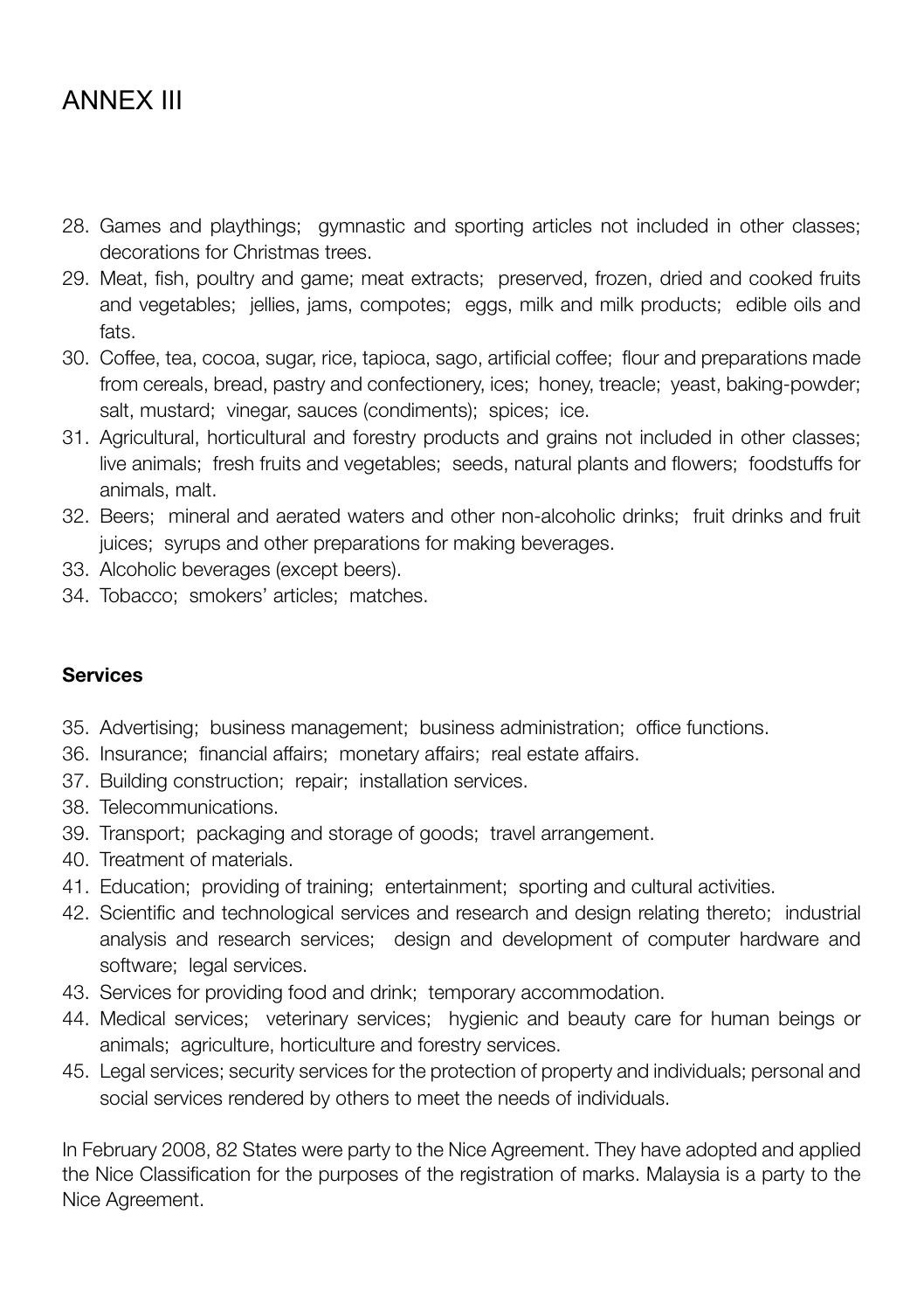# ANNEX III

28. Games and playthings; gymnastic and sporting articles not included in other classes; decorations for Christmas trees.
29. Meat, fish, poultry and game; meat extracts; preserved, frozen, dried and cooked fruits and vegetables; jellies, jams, compotes; eggs, milk and milk products; edible oils and fats.
30. Coffee, tea, cocoa, sugar, rice, tapioca, sago, artificial coffee; flour and preparations made from cereals, bread, pastry and confectionery, ices; honey, treacle; yeast, baking-powder; salt, mustard; vinegar, sauces (condiments); spices; ice.
31. Agricultural, horticultural and forestry products and grains not included in other classes; live animals; fresh fruits and vegetables; seeds, natural plants and flowers; foodstuffs for animals, malt.
32. Beers; mineral and aerated waters and other non-alcoholic drinks; fruit drinks and fruit juices; syrups and other preparations for making beverages.
33. Alcoholic beverages (except beers).
34. Tobacco; smokers' articles; matches.

**Services**

35. Advertising; business management; business administration; office functions.
36. Insurance; financial affairs; monetary affairs; real estate affairs.
37. Building construction; repair; installation services.
38. Telecommunications.
39. Transport; packaging and storage of goods; travel arrangement.
40. Treatment of materials.
41. Education; providing of training; entertainment; sporting and cultural activities.
42. Scientific and technological services and research and design relating thereto; industrial analysis and research services; design and development of computer hardware and software; legal services.
43. Services for providing food and drink; temporary accommodation.
44. Medical services; veterinary services; hygienic and beauty care for human beings or animals; agriculture, horticulture and forestry services.
45. Legal services; security services for the protection of property and individuals; personal and social services rendered by others to meet the needs of individuals.

In February 2008, 82 States were party to the Nice Agreement. They have adopted and applied the Nice Classification for the purposes of the registration of marks. Malaysia is a party to the Nice Agreement.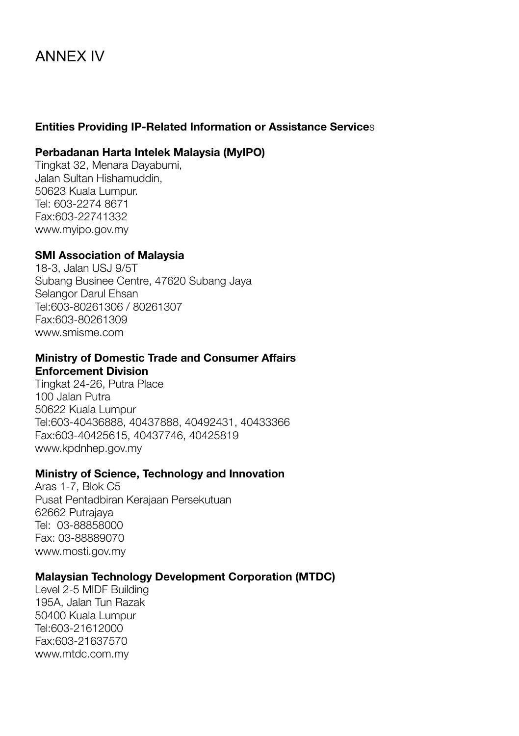# ANNEX IV

**Entities Providing IP-Related Information or Assistance Services**

**Perbadanan Harta Intelek Malaysia (MyIPO)**
Tingkat 32, Menara Dayabumi,
Jalan Sultan Hishamuddin,
50623 Kuala Lumpur.
Tel: 603-2274 8671
Fax:603-22741332
www.myipo.gov.my

**SMI Association of Malaysia**
18-3, Jalan USJ 9/5T
Subang Businee Centre, 47620 Subang Jaya
Selangor Darul Ehsan
Tel:603-80261306 / 80261307
Fax:603-80261309
www.smisme.com

**Ministry of Domestic Trade and Consumer Affairs**
**Enforcement Division**
Tingkat 24-26, Putra Place
100 Jalan Putra
50622 Kuala Lumpur
Tel:603-40436888, 40437888, 40492431, 40433366
Fax:603-40425615, 40437746, 40425819
www.kpdnhep.gov.my

**Ministry of Science, Technology and Innovation**
Aras 1-7, Blok C5
Pusat Pentadbiran Kerajaan Persekutuan
62662 Putrajaya
Tel: 03-88858000
Fax: 03-88889070
www.mosti.gov.my

**Malaysian Technology Development Corporation (MTDC)**
Level 2-5 MIDF Building
195A, Jalan Tun Razak
50400 Kuala Lumpur
Tel:603-21612000
Fax:603-21637570
www.mtdc.com.my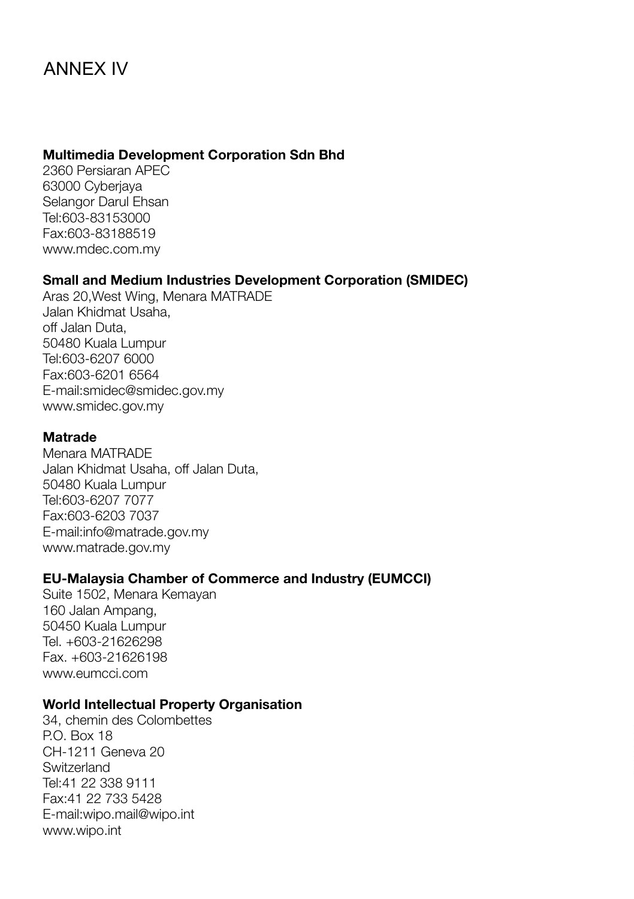# ANNEX IV

**Multimedia Development Corporation Sdn Bhd**
2360 Persiaran APEC
63000 Cyberjaya
Selangor Darul Ehsan
Tel:603-83153000
Fax:603-83188519
www.mdec.com.my

**Small and Medium Industries Development Corporation (SMIDEC)**
Aras 20,West Wing, Menara MATRADE
Jalan Khidmat Usaha,
off Jalan Duta,
50480 Kuala Lumpur
Tel:603-6207 6000
Fax:603-6201 6564
E-mail:smidec@smidec.gov.my
www.smidec.gov.my

**Matrade**
Menara MATRADE
Jalan Khidmat Usaha, off Jalan Duta,
50480 Kuala Lumpur
Tel:603-6207 7077
Fax:603-6203 7037
E-mail:info@matrade.gov.my
www.matrade.gov.my

**EU-Malaysia Chamber of Commerce and Industry (EUMCCI)**
Suite 1502, Menara Kemayan
160 Jalan Ampang,
50450 Kuala Lumpur
Tel. +603-21626298
Fax. +603-21626198
www.eumcci.com

**World Intellectual Property Organisation**
34, chemin des Colombettes
P.O. Box 18
CH-1211 Geneva 20
Switzerland
Tel:41 22 338 9111
Fax:41 22 733 5428
E-mail:wipo.mail@wipo.int
www.wipo.int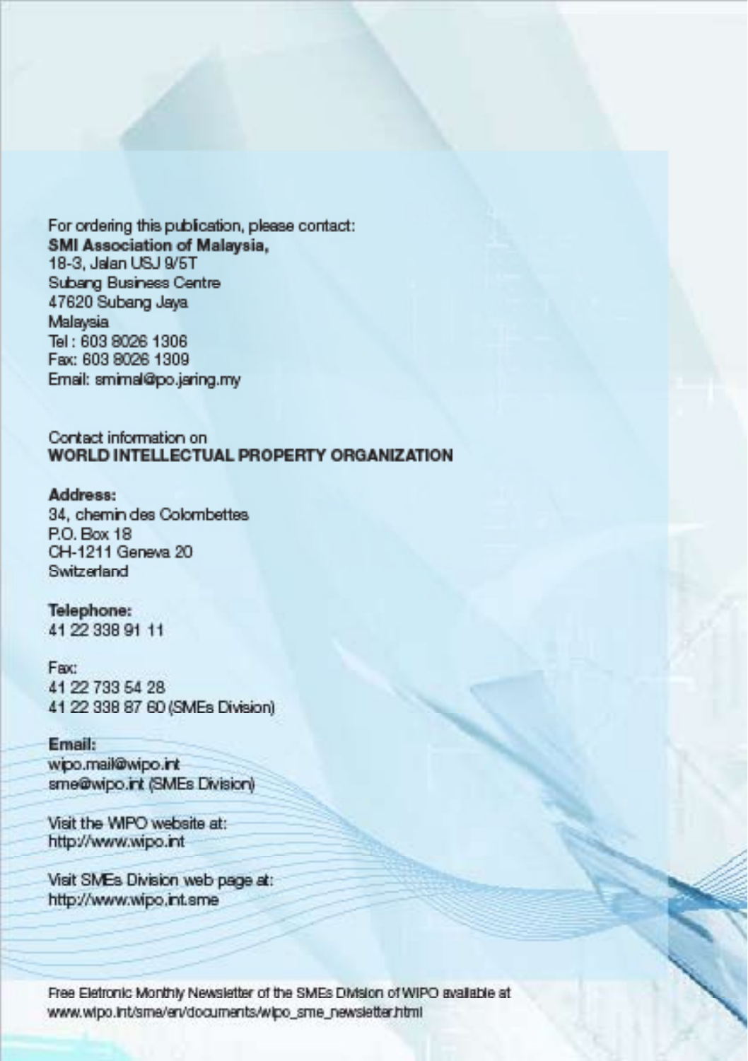For ordering this publication, please contact:
**SMI Association of Malaysia,**
18-3, Jalan USJ 9/5T
Subang Business Centre
47620 Subang Jaya
Malaysia
Tel : 603 8026 1306
Fax: 603 8026 1309
Email: smimal@po.jaring.my

Contact information on
**WORLD INTELLECTUAL PROPERTY ORGANIZATION**

**Address:**
34, chemin des Colombettes
P.O. Box 18
CH-1211 Geneva 20
Switzerland

**Telephone:**
41 22 338 91 11

Fax:
41 22 733 54 28
41 22 338 87 60 (SMEs Division)

**Email:**
wipo.mail@wipo.int
sme@wipo.int (SMEs Division)

Visit the WIPO website at:
http://www.wipo.int

Visit SMEs Division web page at:
http://www.wipo.int.sme

Free Eletronic Monthly Newsletter of the SMEs Division of WIPO available at www.wipo.int/sme/en/documents/wipo_sme_newsletter.html